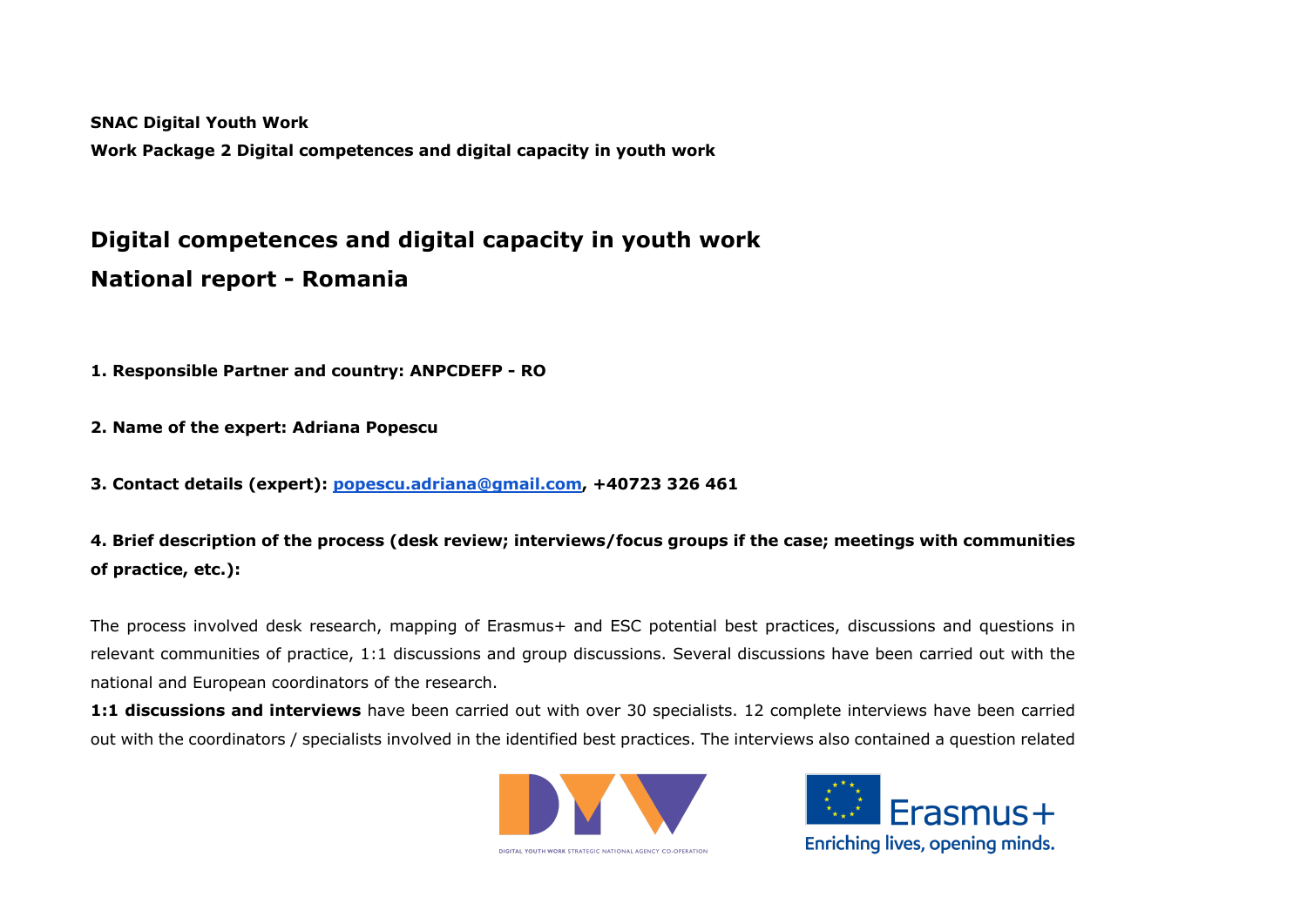**SNAC Digital Youth Work**

**Work Package 2 Digital competences and digital capacity in youth work**

# Digital competences and digital capacity in youth work

# National report - Romania

**1. Responsible Partner and country: ANPCDEFP - RO**

**2. Name of the expert: Adriana Popescu**

**3. Contact details (expert): popescu.adriana@gmail.com, +40723 326 461**

**4. Brief description of the process (desk review; interviews/focus groups if the case; meetings with communities of practice, etc.):**

The process involved desk research, mapping of Erasmus+ and ESC potential best practices, discussions and questions in relevant communities of practice, 1:1 discussions and group discussions. Several discussions have been carried out with the national and European coordinators of the research.

**1:1 discussions and interviews** have been carried out with over 30 specialists. 12 complete interviews have been carried out with the coordinators / specialists involved in the identified best practices. The interviews also contained a question related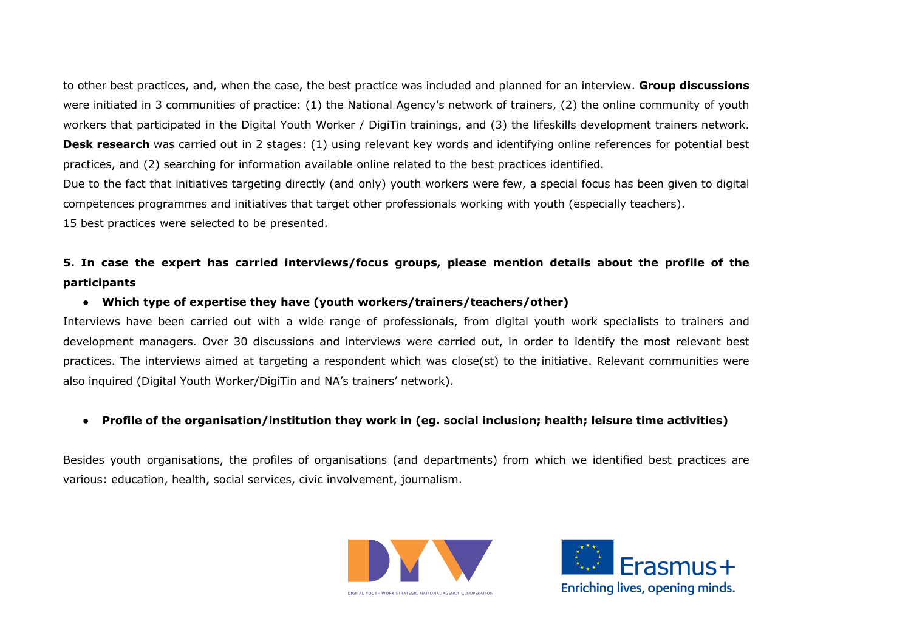to other best practices, and, when the case, the best practice was included and planned for an interview. **Group discussions** were initiated in 3 communities of practice: (1) the National Agency's network of trainers, (2) the online community of youth workers that participated in the Digital Youth Worker / DigiTin trainings, and (3) the lifeskills development trainers network. **Desk research** was carried out in 2 stages: (1) using relevant key words and identifying online references for potential best practices, and (2) searching for information available online related to the best practices identified.

Due to the fact that initiatives targeting directly (and only) youth workers were few, a special focus has been given to digital competences programmes and initiatives that target other professionals working with youth (especially teachers).

15 best practices were selected to be presented.

**5. In case the expert has carried interviews/focus groups, please mention details about the profile of the participants**

- **Which type of expertise they have (youth workers/trainers/teachers/other)**

Interviews have been carried out with a wide range of professionals, from digital youth work specialists to trainers and development managers. Over 30 discussions and interviews were carried out, in order to identify the most relevant best practices. The interviews aimed at targeting a respondent which was close(st) to the initiative. Relevant communities were also inquired (Digital Youth Worker/DigiTin and NA's trainers' network).

- **Profile of the organisation/institution they work in (eg. social inclusion; health; leisure time activities)**

Besides youth organisations, the profiles of organisations (and departments) from which we identified best practices are various: education, health, social services, civic involvement, journalism.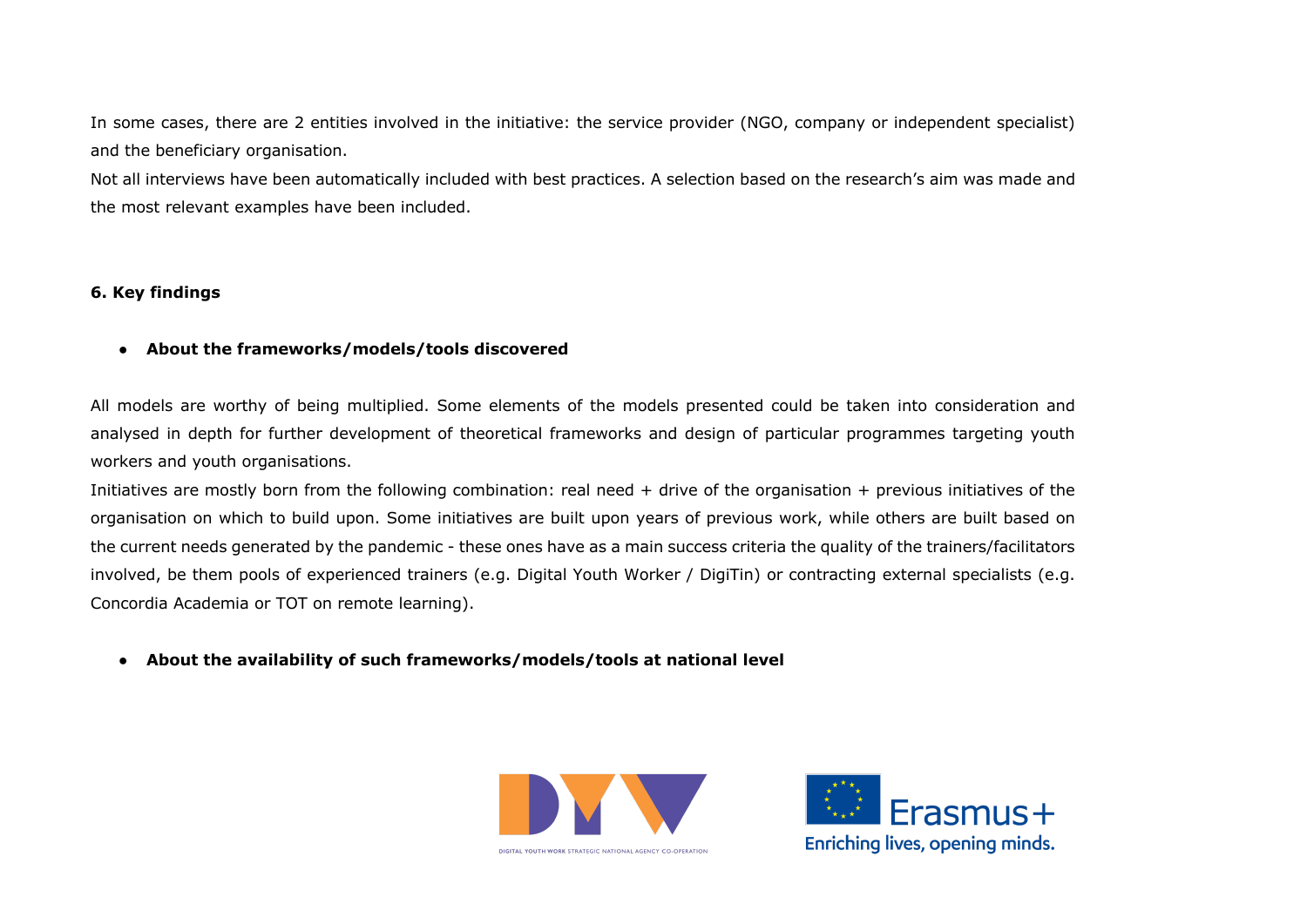In some cases, there are 2 entities involved in the initiative: the service provider (NGO, company or independent specialist) and the beneficiary organisation.

Not all interviews have been automatically included with best practices. A selection based on the research's aim was made and the most relevant examples have been included.

## 6. Key findings

- **About the frameworks/models/tools discovered**

All models are worthy of being multiplied. Some elements of the models presented could be taken into consideration and analysed in depth for further development of theoretical frameworks and design of particular programmes targeting youth workers and youth organisations.

Initiatives are mostly born from the following combination: real need + drive of the organisation + previous initiatives of the organisation on which to build upon. Some initiatives are built upon years of previous work, while others are built based on the current needs generated by the pandemic - these ones have as a main success criteria the quality of the trainers/facilitators involved, be them pools of experienced trainers (e.g. Digital Youth Worker / DigiTin) or contracting external specialists (e.g. Concordia Academia or TOT on remote learning).

- **About the availability of such frameworks/models/tools at national level**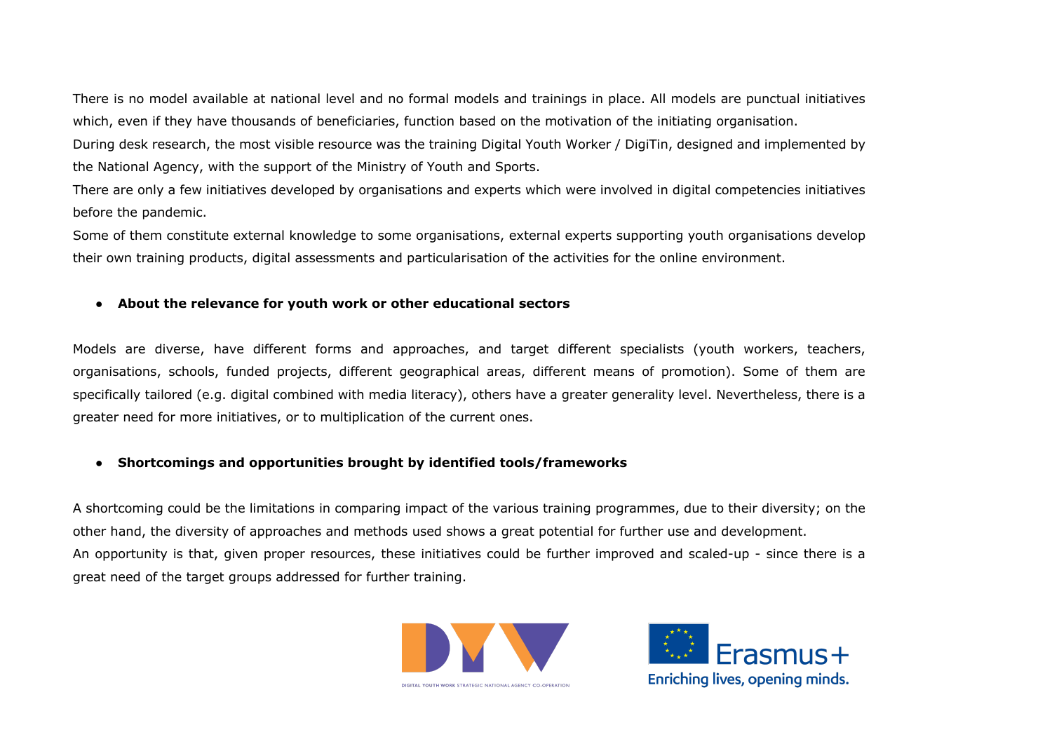There is no model available at national level and no formal models and trainings in place. All models are punctual initiatives which, even if they have thousands of beneficiaries, function based on the motivation of the initiating organisation.

During desk research, the most visible resource was the training Digital Youth Worker / DigiTin, designed and implemented by the National Agency, with the support of the Ministry of Youth and Sports.

There are only a few initiatives developed by organisations and experts which were involved in digital competencies initiatives before the pandemic.

Some of them constitute external knowledge to some organisations, external experts supporting youth organisations develop their own training products, digital assessments and particularisation of the activities for the online environment.

- **About the relevance for youth work or other educational sectors**

Models are diverse, have different forms and approaches, and target different specialists (youth workers, teachers, organisations, schools, funded projects, different geographical areas, different means of promotion). Some of them are specifically tailored (e.g. digital combined with media literacy), others have a greater generality level. Nevertheless, there is a greater need for more initiatives, or to multiplication of the current ones.

- **Shortcomings and opportunities brought by identified tools/frameworks**

A shortcoming could be the limitations in comparing impact of the various training programmes, due to their diversity; on the other hand, the diversity of approaches and methods used shows a great potential for further use and development.

An opportunity is that, given proper resources, these initiatives could be further improved and scaled-up - since there is a great need of the target groups addressed for further training.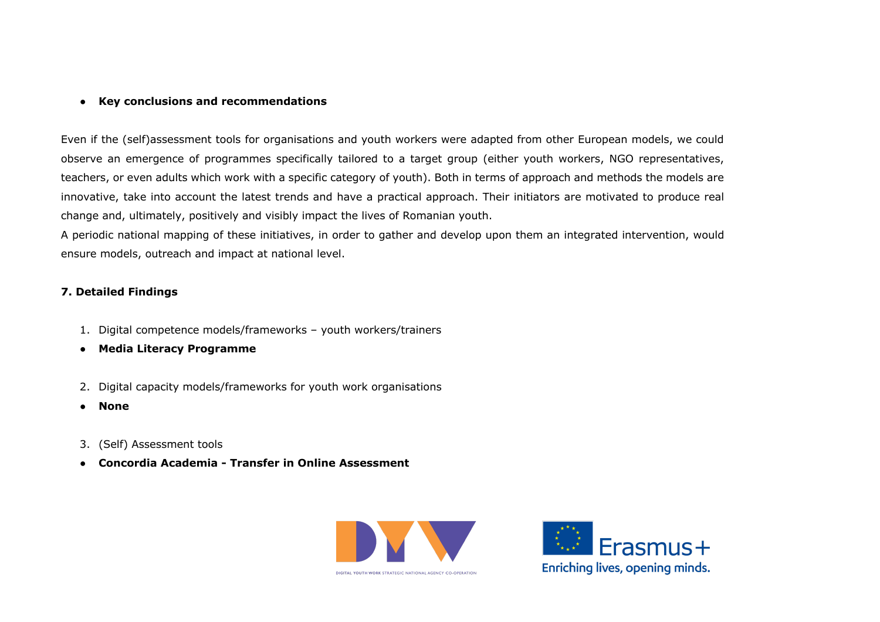- **Key conclusions and recommendations**

Even if the (self)assessment tools for organisations and youth workers were adapted from other European models, we could observe an emergence of programmes specifically tailored to a target group (either youth workers, NGO representatives, teachers, or even adults which work with a specific category of youth). Both in terms of approach and methods the models are innovative, take into account the latest trends and have a practical approach. Their initiators are motivated to produce real change and, ultimately, positively and visibly impact the lives of Romanian youth.

A periodic national mapping of these initiatives, in order to gather and develop upon them an integrated intervention, would ensure models, outreach and impact at national level.

## 7. Detailed Findings

1. Digital competence models/frameworks – youth workers/trainers

- **Media Literacy Programme**

2. Digital capacity models/frameworks for youth work organisations

- **None**

3. (Self) Assessment tools

- **Concordia Academia - Transfer in Online Assessment**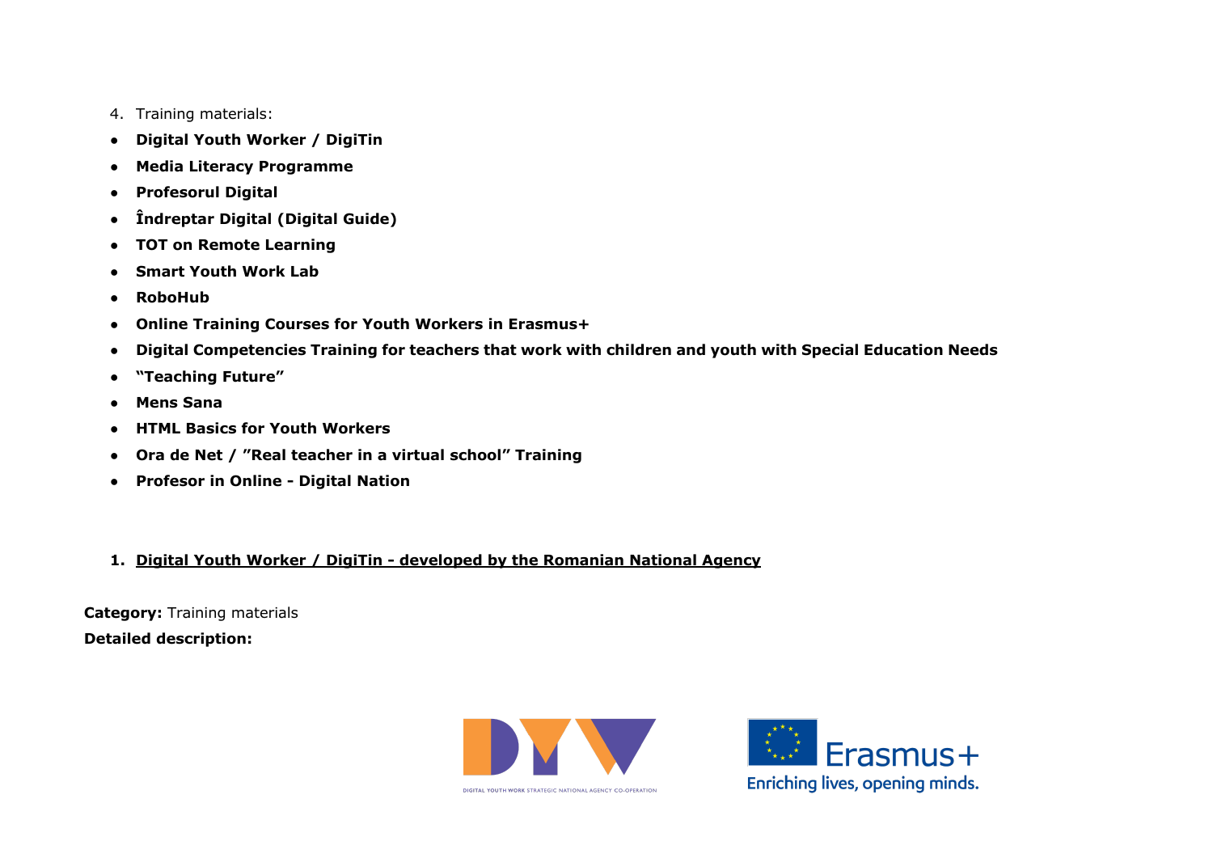4. Training materials:

- **Digital Youth Worker / DigiTin**
- **Media Literacy Programme**
- **Profesorul Digital**
- **Îndreptar Digital (Digital Guide)**
- **TOT on Remote Learning**
- **Smart Youth Work Lab**
- **RoboHub**
- **Online Training Courses for Youth Workers in Erasmus+**
- **Digital Competencies Training for teachers that work with children and youth with Special Education Needs**
- **"Teaching Future"**
- **Mens Sana**
- **HTML Basics for Youth Workers**
- **Ora de Net / "Real teacher in a virtual school" Training**
- **Profesor in Online - Digital Nation**

1. **Digital Youth Worker / DigiTin - developed by the Romanian National Agency**

**Category:** Training materials

**Detailed description:**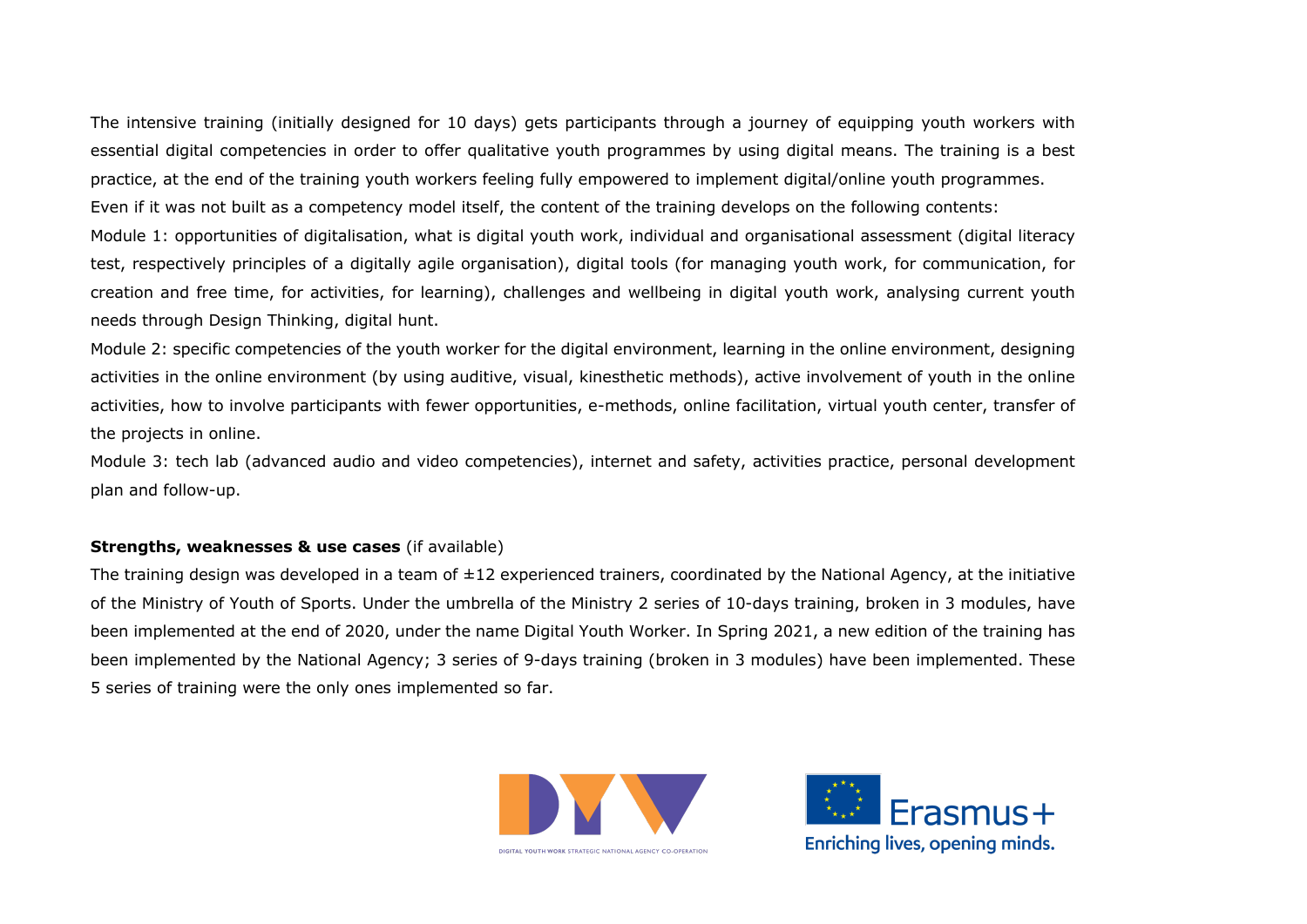The intensive training (initially designed for 10 days) gets participants through a journey of equipping youth workers with essential digital competencies in order to offer qualitative youth programmes by using digital means. The training is a best practice, at the end of the training youth workers feeling fully empowered to implement digital/online youth programmes.

Even if it was not built as a competency model itself, the content of the training develops on the following contents:

Module 1: opportunities of digitalisation, what is digital youth work, individual and organisational assessment (digital literacy test, respectively principles of a digitally agile organisation), digital tools (for managing youth work, for communication, for creation and free time, for activities, for learning), challenges and wellbeing in digital youth work, analysing current youth needs through Design Thinking, digital hunt.

Module 2: specific competencies of the youth worker for the digital environment, learning in the online environment, designing activities in the online environment (by using auditive, visual, kinesthetic methods), active involvement of youth in the online activities, how to involve participants with fewer opportunities, e-methods, online facilitation, virtual youth center, transfer of the projects in online.

Module 3: tech lab (advanced audio and video competencies), internet and safety, activities practice, personal development plan and follow-up.

**Strengths, weaknesses & use cases** (if available)

The training design was developed in a team of ±12 experienced trainers, coordinated by the National Agency, at the initiative of the Ministry of Youth of Sports. Under the umbrella of the Ministry 2 series of 10-days training, broken in 3 modules, have been implemented at the end of 2020, under the name Digital Youth Worker. In Spring 2021, a new edition of the training has been implemented by the National Agency; 3 series of 9-days training (broken in 3 modules) have been implemented. These 5 series of training were the only ones implemented so far.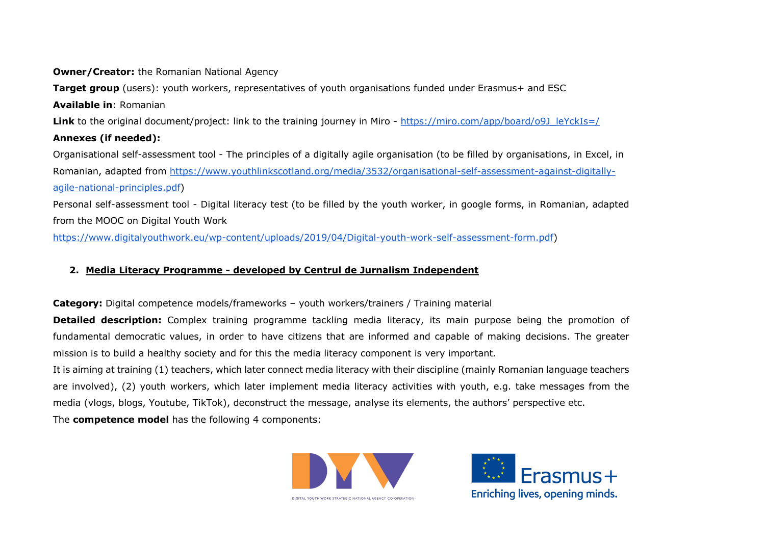**Owner/Creator:** the Romanian National Agency

**Target group** (users): youth workers, representatives of youth organisations funded under Erasmus+ and ESC

**Available in**: Romanian

**Link** to the original document/project: link to the training journey in Miro - https://miro.com/app/board/o9J_leYckIs=/

**Annexes (if needed):**

Organisational self-assessment tool - The principles of a digitally agile organisation (to be filled by organisations, in Excel, in Romanian, adapted from https://www.youthlinkscotland.org/media/3532/organisational-self-assessment-against-digitally-agile-national-principles.pdf)

Personal self-assessment tool - Digital literacy test (to be filled by the youth worker, in google forms, in Romanian, adapted from the MOOC on Digital Youth Work https://www.digitalyouthwork.eu/wp-content/uploads/2019/04/Digital-youth-work-self-assessment-form.pdf)

## 2. Media Literacy Programme - developed by Centrul de Jurnalism Independent

**Category:** Digital competence models/frameworks – youth workers/trainers / Training material

**Detailed description:** Complex training programme tackling media literacy, its main purpose being the promotion of fundamental democratic values, in order to have citizens that are informed and capable of making decisions. The greater mission is to build a healthy society and for this the media literacy component is very important.

It is aiming at training (1) teachers, which later connect media literacy with their discipline (mainly Romanian language teachers are involved), (2) youth workers, which later implement media literacy activities with youth, e.g. take messages from the media (vlogs, blogs, Youtube, TikTok), deconstruct the message, analyse its elements, the authors' perspective etc.

The **competence model** has the following 4 components: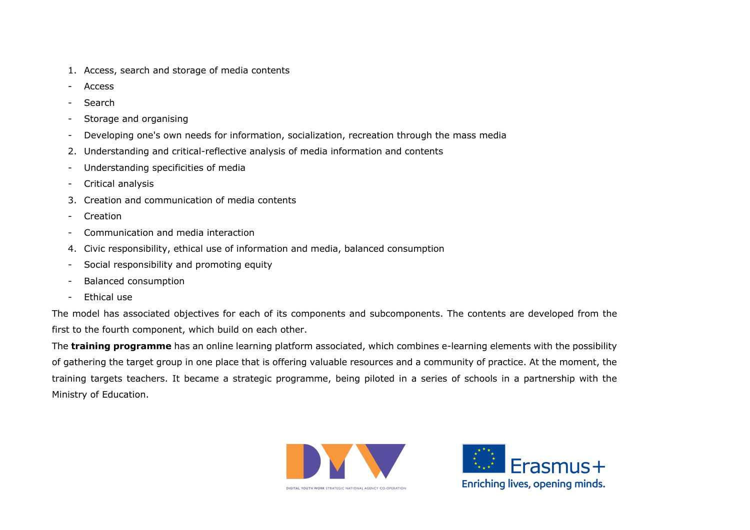1. Access, search and storage of media contents

- Access
- Search
- Storage and organising
- Developing one's own needs for information, socialization, recreation through the mass media

2. Understanding and critical-reflective analysis of media information and contents

- Understanding specificities of media
- Critical analysis

3. Creation and communication of media contents

- Creation
- Communication and media interaction

4. Civic responsibility, ethical use of information and media, balanced consumption

- Social responsibility and promoting equity
- Balanced consumption
- Ethical use

The model has associated objectives for each of its components and subcomponents. The contents are developed from the first to the fourth component, which build on each other.

The **training programme** has an online learning platform associated, which combines e-learning elements with the possibility of gathering the target group in one place that is offering valuable resources and a community of practice. At the moment, the training targets teachers. It became a strategic programme, being piloted in a series of schools in a partnership with the Ministry of Education.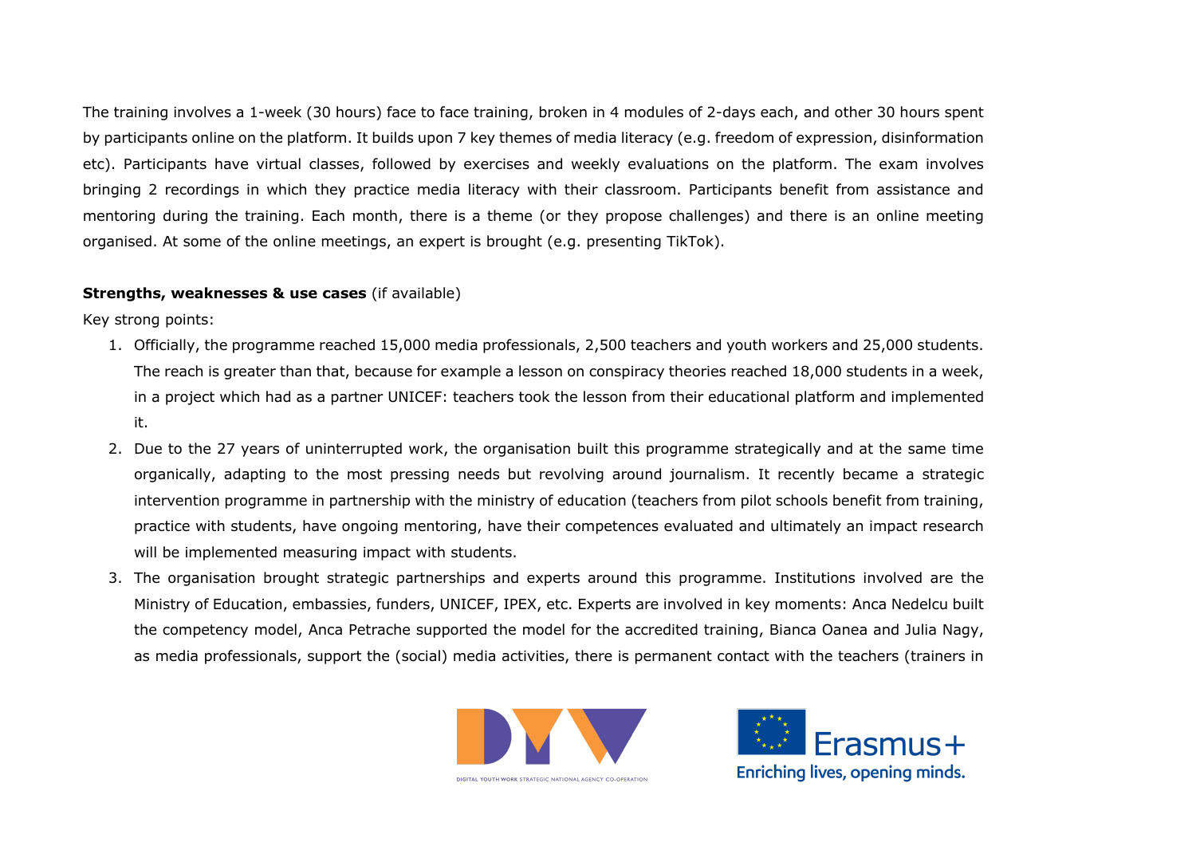The training involves a 1-week (30 hours) face to face training, broken in 4 modules of 2-days each, and other 30 hours spent by participants online on the platform. It builds upon 7 key themes of media literacy (e.g. freedom of expression, disinformation etc). Participants have virtual classes, followed by exercises and weekly evaluations on the platform. The exam involves bringing 2 recordings in which they practice media literacy with their classroom. Participants benefit from assistance and mentoring during the training. Each month, there is a theme (or they propose challenges) and there is an online meeting organised. At some of the online meetings, an expert is brought (e.g. presenting TikTok).

**Strengths, weaknesses & use cases** (if available)

Key strong points:

1. Officially, the programme reached 15,000 media professionals, 2,500 teachers and youth workers and 25,000 students. The reach is greater than that, because for example a lesson on conspiracy theories reached 18,000 students in a week, in a project which had as a partner UNICEF: teachers took the lesson from their educational platform and implemented it.
2. Due to the 27 years of uninterrupted work, the organisation built this programme strategically and at the same time organically, adapting to the most pressing needs but revolving around journalism. It recently became a strategic intervention programme in partnership with the ministry of education (teachers from pilot schools benefit from training, practice with students, have ongoing mentoring, have their competences evaluated and ultimately an impact research will be implemented measuring impact with students.
3. The organisation brought strategic partnerships and experts around this programme. Institutions involved are the Ministry of Education, embassies, funders, UNICEF, IPEX, etc. Experts are involved in key moments: Anca Nedelcu built the competency model, Anca Petrache supported the model for the accredited training, Bianca Oanea and Julia Nagy, as media professionals, support the (social) media activities, there is permanent contact with the teachers (trainers in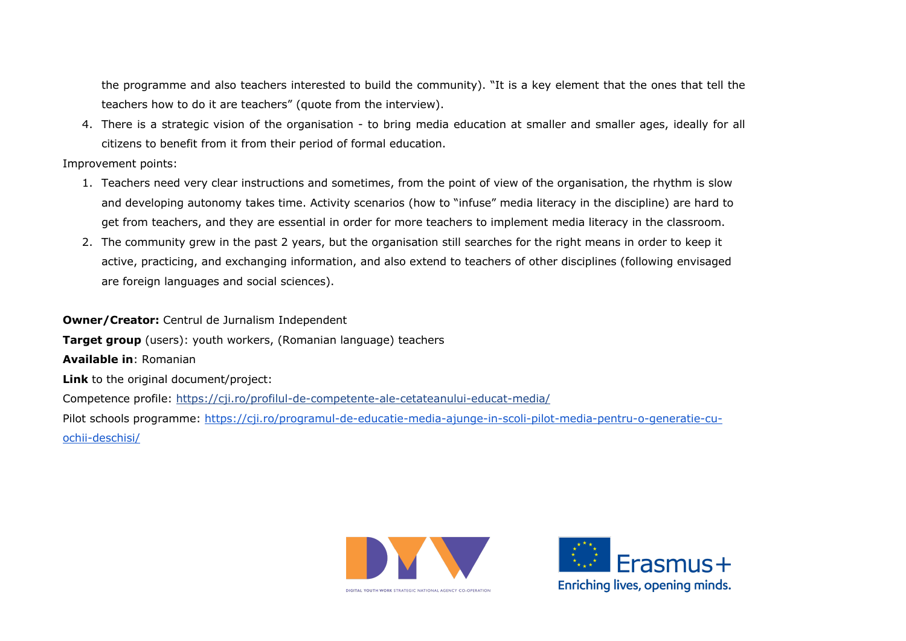the programme and also teachers interested to build the community). "It is a key element that the ones that tell the teachers how to do it are teachers" (quote from the interview).

4. There is a strategic vision of the organisation - to bring media education at smaller and smaller ages, ideally for all citizens to benefit from it from their period of formal education.

Improvement points:

1. Teachers need very clear instructions and sometimes, from the point of view of the organisation, the rhythm is slow and developing autonomy takes time. Activity scenarios (how to "infuse" media literacy in the discipline) are hard to get from teachers, and they are essential in order for more teachers to implement media literacy in the classroom.
2. The community grew in the past 2 years, but the organisation still searches for the right means in order to keep it active, practicing, and exchanging information, and also extend to teachers of other disciplines (following envisaged are foreign languages and social sciences).

**Owner/Creator:** Centrul de Jurnalism Independent

**Target group** (users): youth workers, (Romanian language) teachers

**Available in**: Romanian

**Link** to the original document/project:

Competence profile: https://cji.ro/profilul-de-competente-ale-cetateanului-educat-media/

Pilot schools programme: https://cji.ro/programul-de-educatie-media-ajunge-in-scoli-pilot-media-pentru-o-generatie-cu-ochii-deschisi/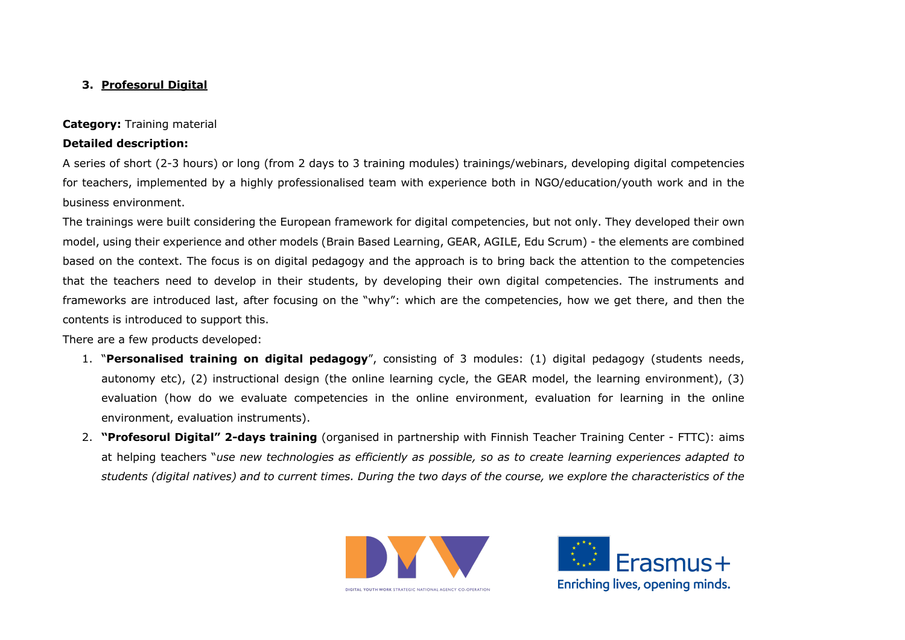### 3. Profesorul Digital

**Category:** Training material

**Detailed description:**

A series of short (2-3 hours) or long (from 2 days to 3 training modules) trainings/webinars, developing digital competencies for teachers, implemented by a highly professionalised team with experience both in NGO/education/youth work and in the business environment.

The trainings were built considering the European framework for digital competencies, but not only. They developed their own model, using their experience and other models (Brain Based Learning, GEAR, AGILE, Edu Scrum) - the elements are combined based on the context. The focus is on digital pedagogy and the approach is to bring back the attention to the competencies that the teachers need to develop in their students, by developing their own digital competencies. The instruments and frameworks are introduced last, after focusing on the "why": which are the competencies, how we get there, and then the contents is introduced to support this.

There are a few products developed:

1. "**Personalised training on digital pedagogy**", consisting of 3 modules: (1) digital pedagogy (students needs, autonomy etc), (2) instructional design (the online learning cycle, the GEAR model, the learning environment), (3) evaluation (how do we evaluate competencies in the online environment, evaluation for learning in the online environment, evaluation instruments).
2. **"Profesorul Digital" 2-days training** (organised in partnership with Finnish Teacher Training Center - FTTC): aims at helping teachers "*use new technologies as efficiently as possible, so as to create learning experiences adapted to students (digital natives) and to current times. During the two days of the course, we explore the characteristics of the*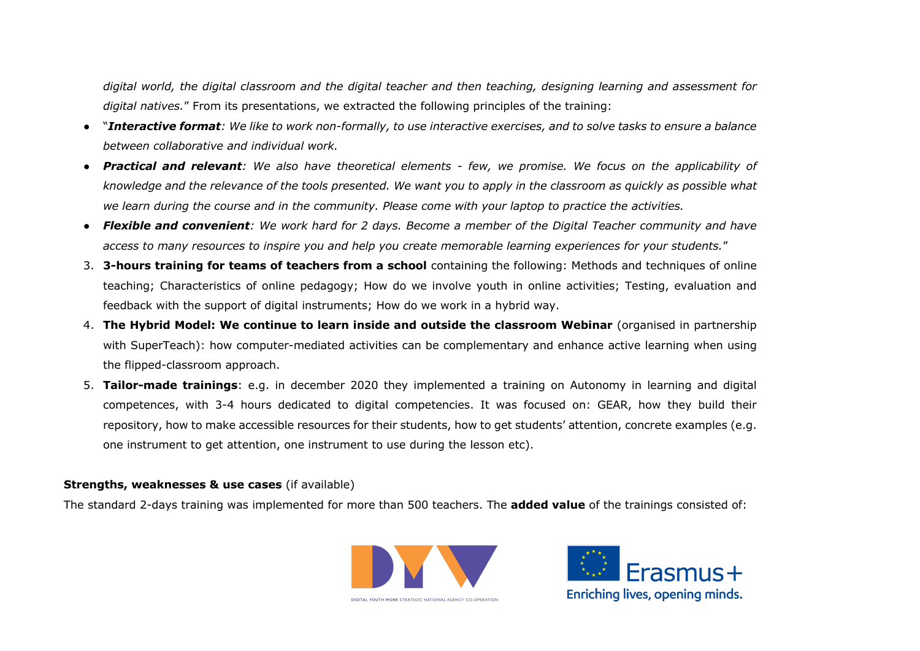*digital world, the digital classroom and the digital teacher and then teaching, designing learning and assessment for digital natives.*" From its presentations, we extracted the following principles of the training:

- "***Interactive format****: We like to work non-formally, to use interactive exercises, and to solve tasks to ensure a balance between collaborative and individual work.*
- ***Practical and relevant****: We also have theoretical elements - few, we promise. We focus on the applicability of knowledge and the relevance of the tools presented. We want you to apply in the classroom as quickly as possible what we learn during the course and in the community. Please come with your laptop to practice the activities.*
- ***Flexible and convenient****: We work hard for 2 days. Become a member of the Digital Teacher community and have access to many resources to inspire you and help you create memorable learning experiences for your students.*"

3. **3-hours training for teams of teachers from a school** containing the following: Methods and techniques of online teaching; Characteristics of online pedagogy; How do we involve youth in online activities; Testing, evaluation and feedback with the support of digital instruments; How do we work in a hybrid way.
4. **The Hybrid Model: We continue to learn inside and outside the classroom Webinar** (organised in partnership with SuperTeach): how computer-mediated activities can be complementary and enhance active learning when using the flipped-classroom approach.
5. **Tailor-made trainings**: e.g. in december 2020 they implemented a training on Autonomy in learning and digital competences, with 3-4 hours dedicated to digital competencies. It was focused on: GEAR, how they build their repository, how to make accessible resources for their students, how to get students' attention, concrete examples (e.g. one instrument to get attention, one instrument to use during the lesson etc).

**Strengths, weaknesses & use cases** (if available)

The standard 2-days training was implemented for more than 500 teachers. The **added value** of the trainings consisted of: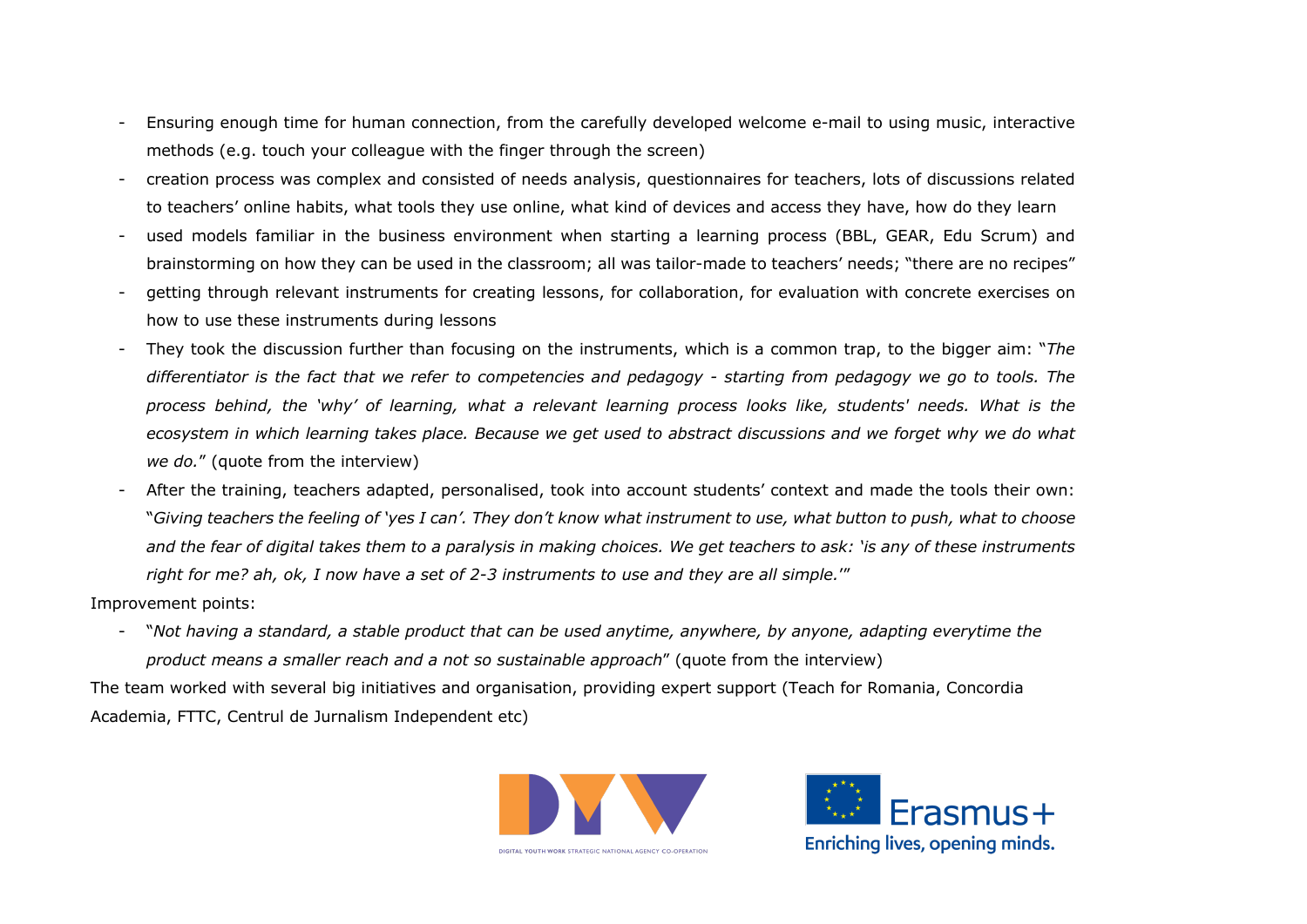- Ensuring enough time for human connection, from the carefully developed welcome e-mail to using music, interactive methods (e.g. touch your colleague with the finger through the screen)
- creation process was complex and consisted of needs analysis, questionnaires for teachers, lots of discussions related to teachers' online habits, what tools they use online, what kind of devices and access they have, how do they learn
- used models familiar in the business environment when starting a learning process (BBL, GEAR, Edu Scrum) and brainstorming on how they can be used in the classroom; all was tailor-made to teachers' needs; "there are no recipes"
- getting through relevant instruments for creating lessons, for collaboration, for evaluation with concrete exercises on how to use these instruments during lessons
- They took the discussion further than focusing on the instruments, which is a common trap, to the bigger aim: "*The differentiator is the fact that we refer to competencies and pedagogy - starting from pedagogy we go to tools. The process behind, the 'why' of learning, what a relevant learning process looks like, students' needs. What is the ecosystem in which learning takes place. Because we get used to abstract discussions and we forget why we do what we do.*" (quote from the interview)
- After the training, teachers adapted, personalised, took into account students' context and made the tools their own: "*Giving teachers the feeling of 'yes I can'. They don't know what instrument to use, what button to push, what to choose and the fear of digital takes them to a paralysis in making choices. We get teachers to ask: 'is any of these instruments right for me? ah, ok, I now have a set of 2-3 instruments to use and they are all simple.'*"

Improvement points:

- "*Not having a standard, a stable product that can be used anytime, anywhere, by anyone, adapting everytime the product means a smaller reach and a not so sustainable approach*" (quote from the interview)

The team worked with several big initiatives and organisation, providing expert support (Teach for Romania, Concordia Academia, FTTC, Centrul de Jurnalism Independent etc)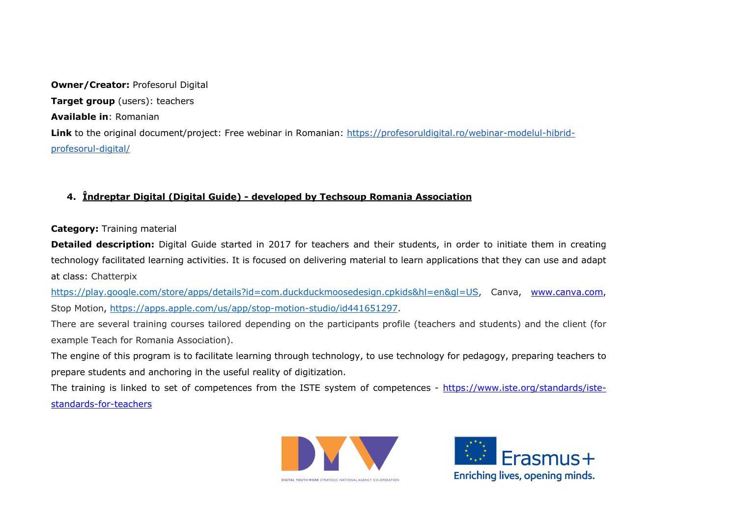**Owner/Creator:** Profesorul Digital

**Target group** (users): teachers

**Available in**: Romanian

**Link** to the original document/project: Free webinar in Romanian: https://profesoruldigital.ro/webinar-modelul-hibrid-profesorul-digital/

4. **Îndreptar Digital (Digital Guide) - developed by Techsoup Romania Association**

**Category:** Training material

**Detailed description:** Digital Guide started in 2017 for teachers and their students, in order to initiate them in creating technology facilitated learning activities. It is focused on delivering material to learn applications that they can use and adapt at class: Chatterpix https://play.google.com/store/apps/details?id=com.duckduckmoosedesign.cpkids&hl=en&gl=US, Canva, www.canva.com, Stop Motion, https://apps.apple.com/us/app/stop-motion-studio/id441651297.

There are several training courses tailored depending on the participants profile (teachers and students) and the client (for example Teach for Romania Association).

The engine of this program is to facilitate learning through technology, to use technology for pedagogy, preparing teachers to prepare students and anchoring in the useful reality of digitization.

The training is linked to set of competences from the ISTE system of competences - https://www.iste.org/standards/iste-standards-for-teachers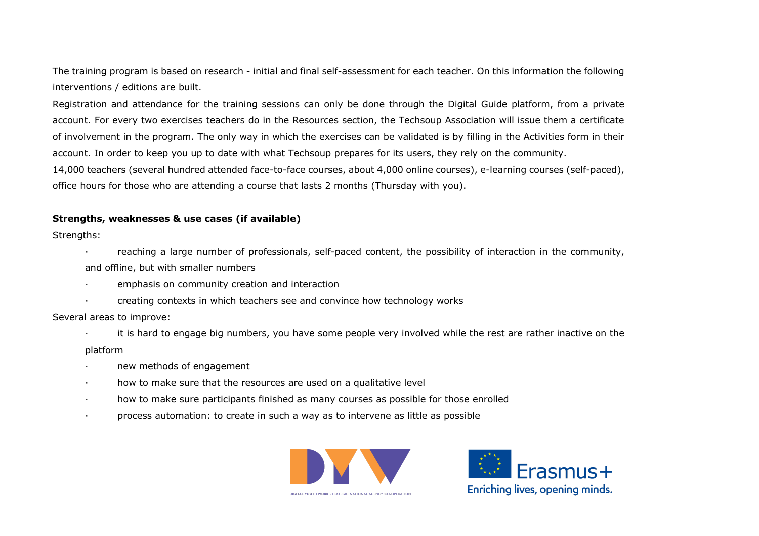The training program is based on research - initial and final self-assessment for each teacher. On this information the following interventions / editions are built.

Registration and attendance for the training sessions can only be done through the Digital Guide platform, from a private account. For every two exercises teachers do in the Resources section, the Techsoup Association will issue them a certificate of involvement in the program. The only way in which the exercises can be validated is by filling in the Activities form in their account. In order to keep you up to date with what Techsoup prepares for its users, they rely on the community.

14,000 teachers (several hundred attended face-to-face courses, about 4,000 online courses), e-learning courses (self-paced), office hours for those who are attending a course that lasts 2 months (Thursday with you).

**Strengths, weaknesses & use cases (if available)**

Strengths:

- reaching a large number of professionals, self-paced content, the possibility of interaction in the community, and offline, but with smaller numbers
- emphasis on community creation and interaction
- creating contexts in which teachers see and convince how technology works

Several areas to improve:

- it is hard to engage big numbers, you have some people very involved while the rest are rather inactive on the platform
- new methods of engagement
- how to make sure that the resources are used on a qualitative level
- how to make sure participants finished as many courses as possible for those enrolled
- process automation: to create in such a way as to intervene as little as possible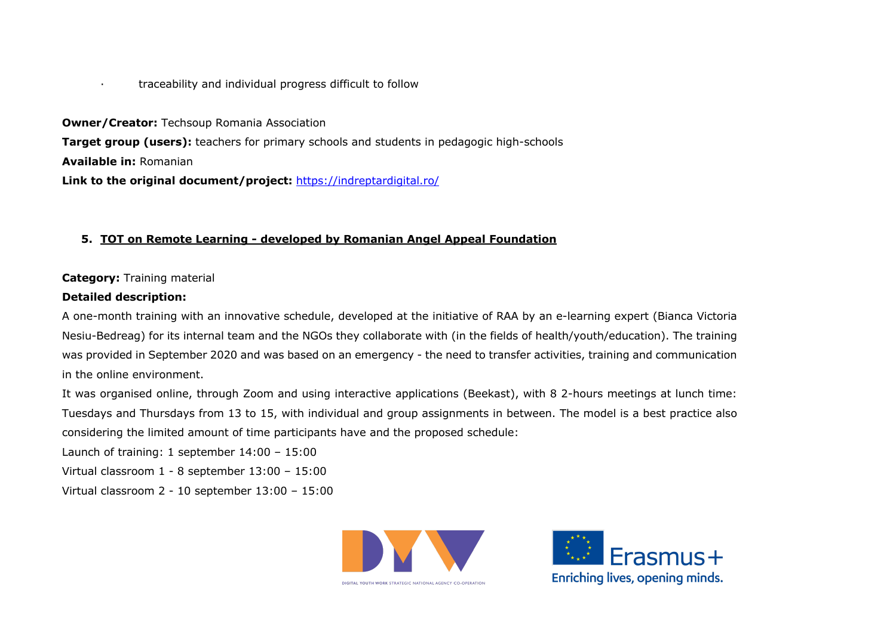- traceability and individual progress difficult to follow

**Owner/Creator:** Techsoup Romania Association

**Target group (users):** teachers for primary schools and students in pedagogic high-schools

**Available in:** Romanian

**Link to the original document/project:** https://indreptardigital.ro/

## 5. TOT on Remote Learning - developed by Romanian Angel Appeal Foundation

**Category:** Training material

**Detailed description:**

A one-month training with an innovative schedule, developed at the initiative of RAA by an e-learning expert (Bianca Victoria Nesiu-Bedreag) for its internal team and the NGOs they collaborate with (in the fields of health/youth/education). The training was provided in September 2020 and was based on an emergency - the need to transfer activities, training and communication in the online environment.

It was organised online, through Zoom and using interactive applications (Beekast), with 8 2-hours meetings at lunch time: Tuesdays and Thursdays from 13 to 15, with individual and group assignments in between. The model is a best practice also considering the limited amount of time participants have and the proposed schedule:

Launch of training: 1 september 14:00 – 15:00

Virtual classroom 1 - 8 september 13:00 – 15:00

Virtual classroom 2 - 10 september 13:00 – 15:00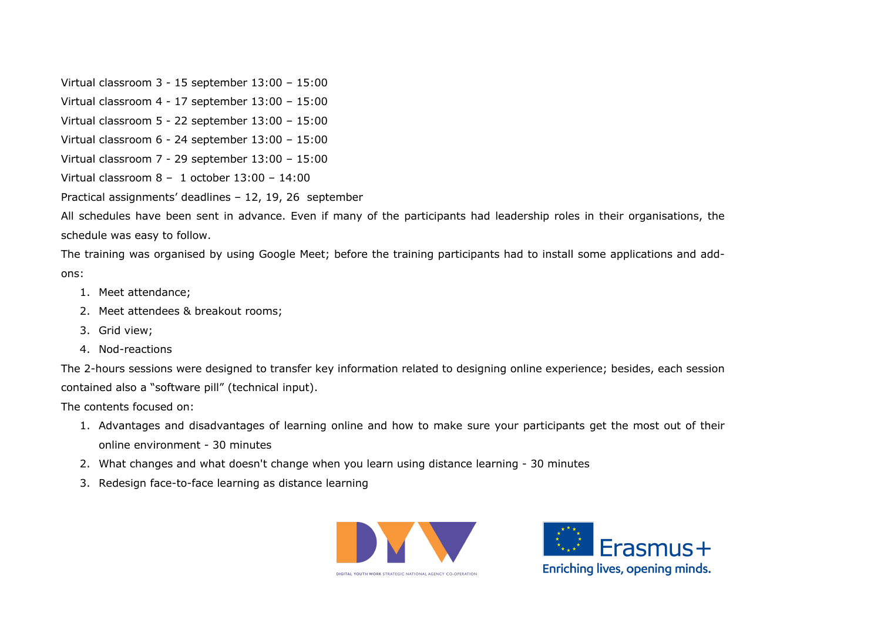Virtual classroom 3 - 15 september 13:00 – 15:00

Virtual classroom 4 - 17 september 13:00 – 15:00

Virtual classroom 5 - 22 september 13:00 – 15:00

Virtual classroom 6 - 24 september 13:00 – 15:00

Virtual classroom 7 - 29 september 13:00 – 15:00

Virtual classroom 8 – 1 october 13:00 – 14:00

Practical assignments' deadlines – 12, 19, 26 september

All schedules have been sent in advance. Even if many of the participants had leadership roles in their organisations, the schedule was easy to follow.

The training was organised by using Google Meet; before the training participants had to install some applications and add-ons:

1. Meet attendance;
2. Meet attendees & breakout rooms;
3. Grid view;
4. Nod-reactions

The 2-hours sessions were designed to transfer key information related to designing online experience; besides, each session contained also a "software pill" (technical input).

The contents focused on:

1. Advantages and disadvantages of learning online and how to make sure your participants get the most out of their online environment - 30 minutes
2. What changes and what doesn't change when you learn using distance learning - 30 minutes
3. Redesign face-to-face learning as distance learning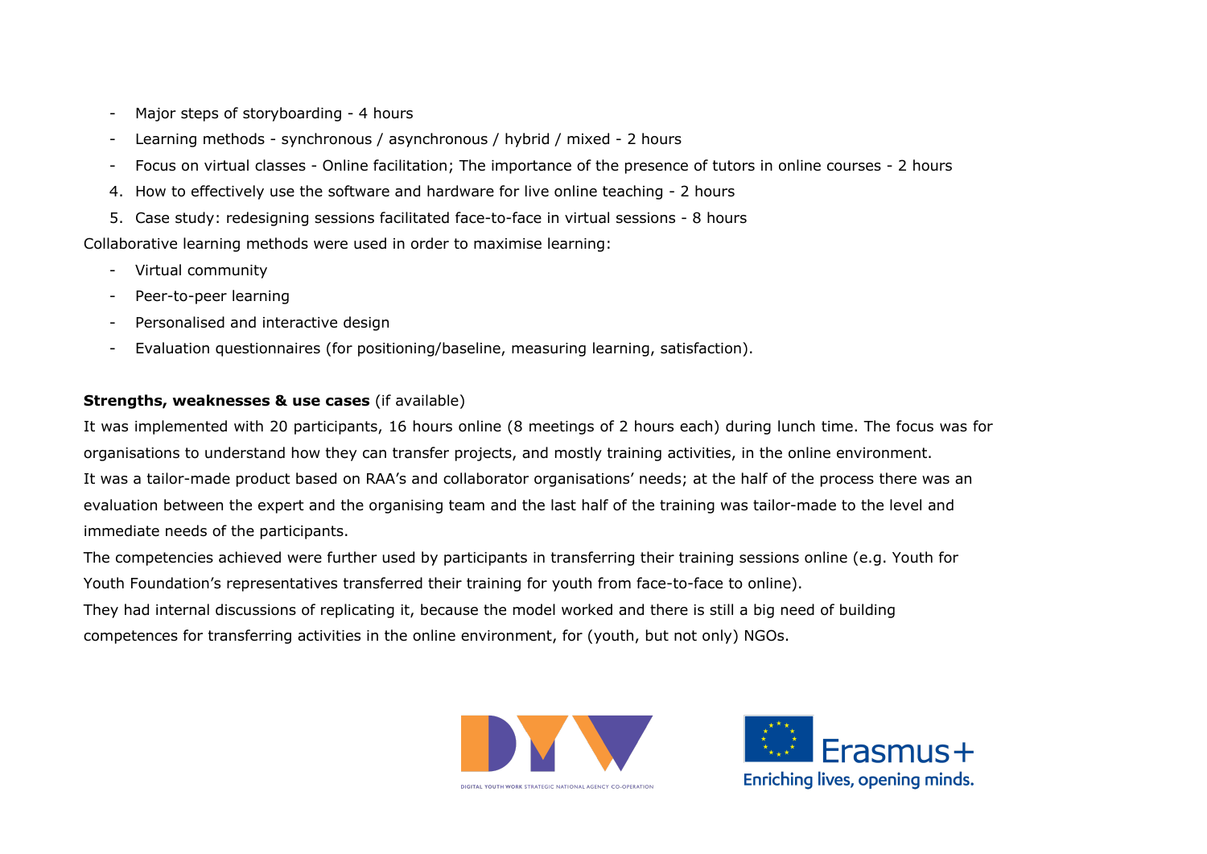- Major steps of storyboarding - 4 hours
- Learning methods - synchronous / asynchronous / hybrid / mixed - 2 hours
- Focus on virtual classes - Online facilitation; The importance of the presence of tutors in online courses - 2 hours

4. How to effectively use the software and hardware for live online teaching - 2 hours
5. Case study: redesigning sessions facilitated face-to-face in virtual sessions - 8 hours

Collaborative learning methods were used in order to maximise learning:

- Virtual community
- Peer-to-peer learning
- Personalised and interactive design
- Evaluation questionnaires (for positioning/baseline, measuring learning, satisfaction).

**Strengths, weaknesses & use cases** (if available)

It was implemented with 20 participants, 16 hours online (8 meetings of 2 hours each) during lunch time. The focus was for organisations to understand how they can transfer projects, and mostly training activities, in the online environment.

It was a tailor-made product based on RAA's and collaborator organisations' needs; at the half of the process there was an evaluation between the expert and the organising team and the last half of the training was tailor-made to the level and immediate needs of the participants.

The competencies achieved were further used by participants in transferring their training sessions online (e.g. Youth for Youth Foundation's representatives transferred their training for youth from face-to-face to online).

They had internal discussions of replicating it, because the model worked and there is still a big need of building competences for transferring activities in the online environment, for (youth, but not only) NGOs.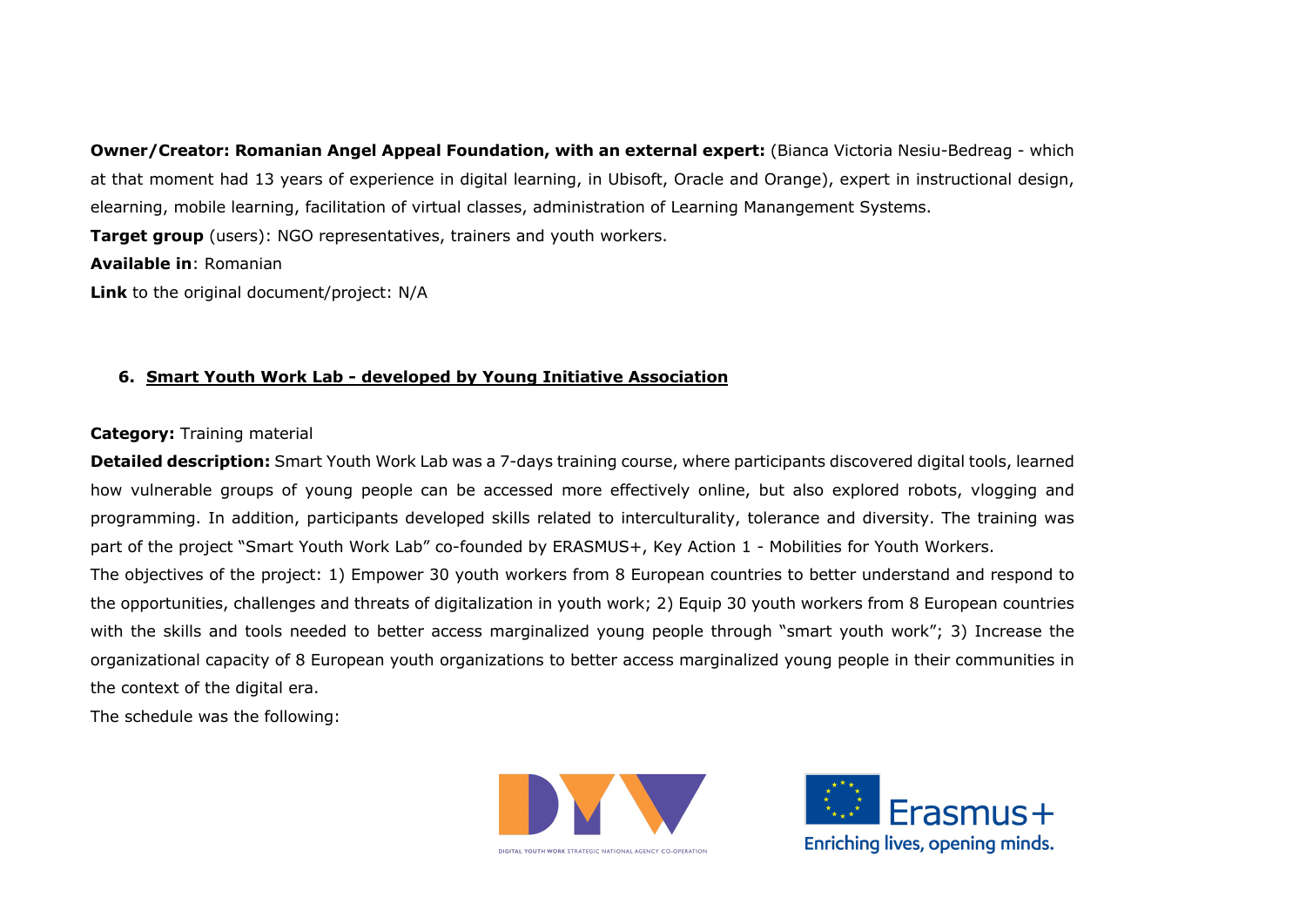**Owner/Creator: Romanian Angel Appeal Foundation, with an external expert:** (Bianca Victoria Nesiu-Bedreag - which at that moment had 13 years of experience in digital learning, in Ubisoft, Oracle and Orange), expert in instructional design, elearning, mobile learning, facilitation of virtual classes, administration of Learning Manangement Systems.

**Target group** (users): NGO representatives, trainers and youth workers.

**Available in**: Romanian

**Link** to the original document/project: N/A

## 6. Smart Youth Work Lab - developed by Young Initiative Association

**Category:** Training material

**Detailed description:** Smart Youth Work Lab was a 7-days training course, where participants discovered digital tools, learned how vulnerable groups of young people can be accessed more effectively online, but also explored robots, vlogging and programming. In addition, participants developed skills related to interculturality, tolerance and diversity. The training was part of the project "Smart Youth Work Lab" co-founded by ERASMUS+, Key Action 1 - Mobilities for Youth Workers.

The objectives of the project: 1) Empower 30 youth workers from 8 European countries to better understand and respond to the opportunities, challenges and threats of digitalization in youth work; 2) Equip 30 youth workers from 8 European countries with the skills and tools needed to better access marginalized young people through "smart youth work"; 3) Increase the organizational capacity of 8 European youth organizations to better access marginalized young people in their communities in the context of the digital era.

The schedule was the following: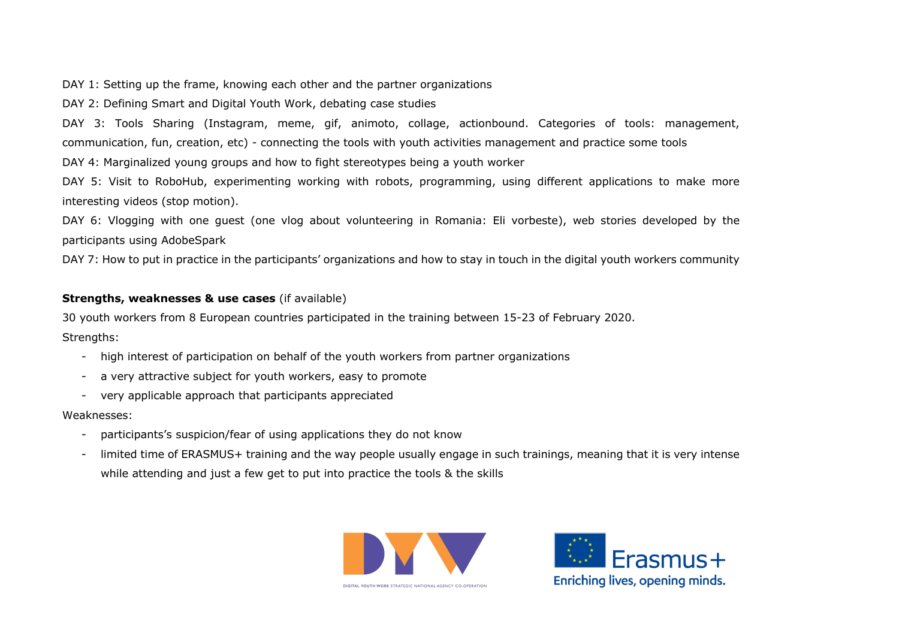DAY 1: Setting up the frame, knowing each other and the partner organizations

DAY 2: Defining Smart and Digital Youth Work, debating case studies

DAY 3: Tools Sharing (Instagram, meme, gif, animoto, collage, actionbound. Categories of tools: management, communication, fun, creation, etc) - connecting the tools with youth activities management and practice some tools

DAY 4: Marginalized young groups and how to fight stereotypes being a youth worker

DAY 5: Visit to RoboHub, experimenting working with robots, programming, using different applications to make more interesting videos (stop motion).

DAY 6: Vlogging with one guest (one vlog about volunteering in Romania: Eli vorbeste), web stories developed by the participants using AdobeSpark

DAY 7: How to put in practice in the participants' organizations and how to stay in touch in the digital youth workers community

**Strengths, weaknesses & use cases** (if available)

30 youth workers from 8 European countries participated in the training between 15-23 of February 2020.

Strengths:

- high interest of participation on behalf of the youth workers from partner organizations
- a very attractive subject for youth workers, easy to promote
- very applicable approach that participants appreciated

Weaknesses:

- participants's suspicion/fear of using applications they do not know
- limited time of ERASMUS+ training and the way people usually engage in such trainings, meaning that it is very intense while attending and just a few get to put into practice the tools & the skills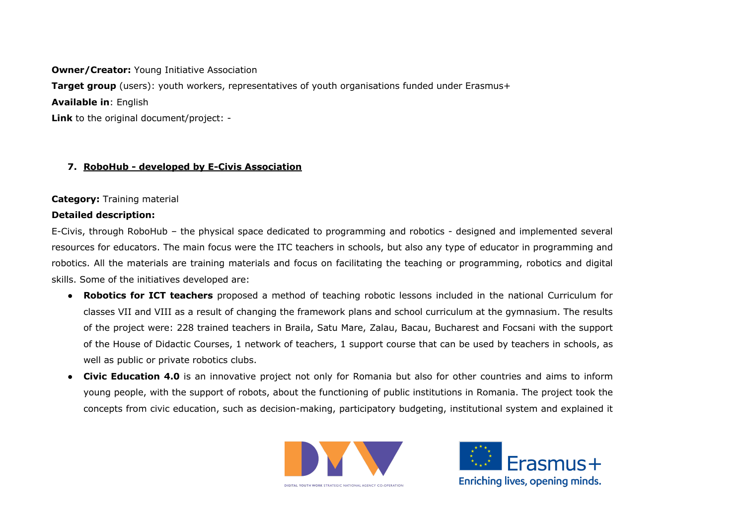**Owner/Creator:** Young Initiative Association

**Target group** (users): youth workers, representatives of youth organisations funded under Erasmus+

**Available in**: English

**Link** to the original document/project: -

7. **RoboHub - developed by E-Civis Association**

**Category:** Training material

**Detailed description:**

E-Civis, through RoboHub – the physical space dedicated to programming and robotics - designed and implemented several resources for educators. The main focus were the ITC teachers in schools, but also any type of educator in programming and robotics. All the materials are training materials and focus on facilitating the teaching or programming, robotics and digital skills. Some of the initiatives developed are:

- **Robotics for ICT teachers** proposed a method of teaching robotic lessons included in the national Curriculum for classes VII and VIII as a result of changing the framework plans and school curriculum at the gymnasium. The results of the project were: 228 trained teachers in Braila, Satu Mare, Zalau, Bacau, Bucharest and Focsani with the support of the House of Didactic Courses, 1 network of teachers, 1 support course that can be used by teachers in schools, as well as public or private robotics clubs.
- **Civic Education 4.0** is an innovative project not only for Romania but also for other countries and aims to inform young people, with the support of robots, about the functioning of public institutions in Romania. The project took the concepts from civic education, such as decision-making, participatory budgeting, institutional system and explained it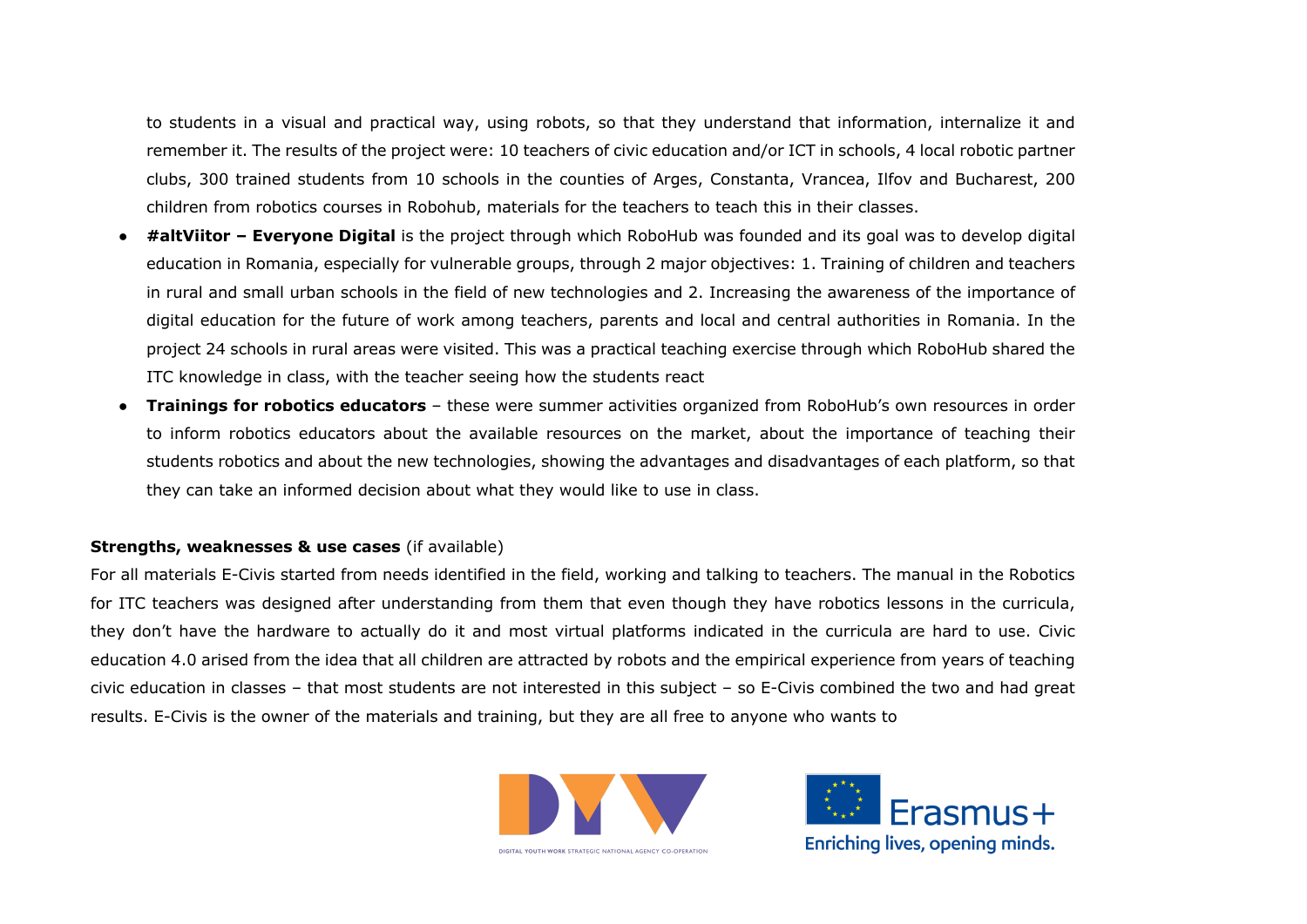to students in a visual and practical way, using robots, so that they understand that information, internalize it and remember it. The results of the project were: 10 teachers of civic education and/or ICT in schools, 4 local robotic partner clubs, 300 trained students from 10 schools in the counties of Arges, Constanta, Vrancea, Ilfov and Bucharest, 200 children from robotics courses in Robohub, materials for the teachers to teach this in their classes.

- **#altViitor – Everyone Digital** is the project through which RoboHub was founded and its goal was to develop digital education in Romania, especially for vulnerable groups, through 2 major objectives: 1. Training of children and teachers in rural and small urban schools in the field of new technologies and 2. Increasing the awareness of the importance of digital education for the future of work among teachers, parents and local and central authorities in Romania. In the project 24 schools in rural areas were visited. This was a practical teaching exercise through which RoboHub shared the ITC knowledge in class, with the teacher seeing how the students react
- **Trainings for robotics educators** – these were summer activities organized from RoboHub's own resources in order to inform robotics educators about the available resources on the market, about the importance of teaching their students robotics and about the new technologies, showing the advantages and disadvantages of each platform, so that they can take an informed decision about what they would like to use in class.

**Strengths, weaknesses & use cases** (if available)

For all materials E-Civis started from needs identified in the field, working and talking to teachers. The manual in the Robotics for ITC teachers was designed after understanding from them that even though they have robotics lessons in the curricula, they don't have the hardware to actually do it and most virtual platforms indicated in the curricula are hard to use. Civic education 4.0 arised from the idea that all children are attracted by robots and the empirical experience from years of teaching civic education in classes – that most students are not interested in this subject – so E-Civis combined the two and had great results. E-Civis is the owner of the materials and training, but they are all free to anyone who wants to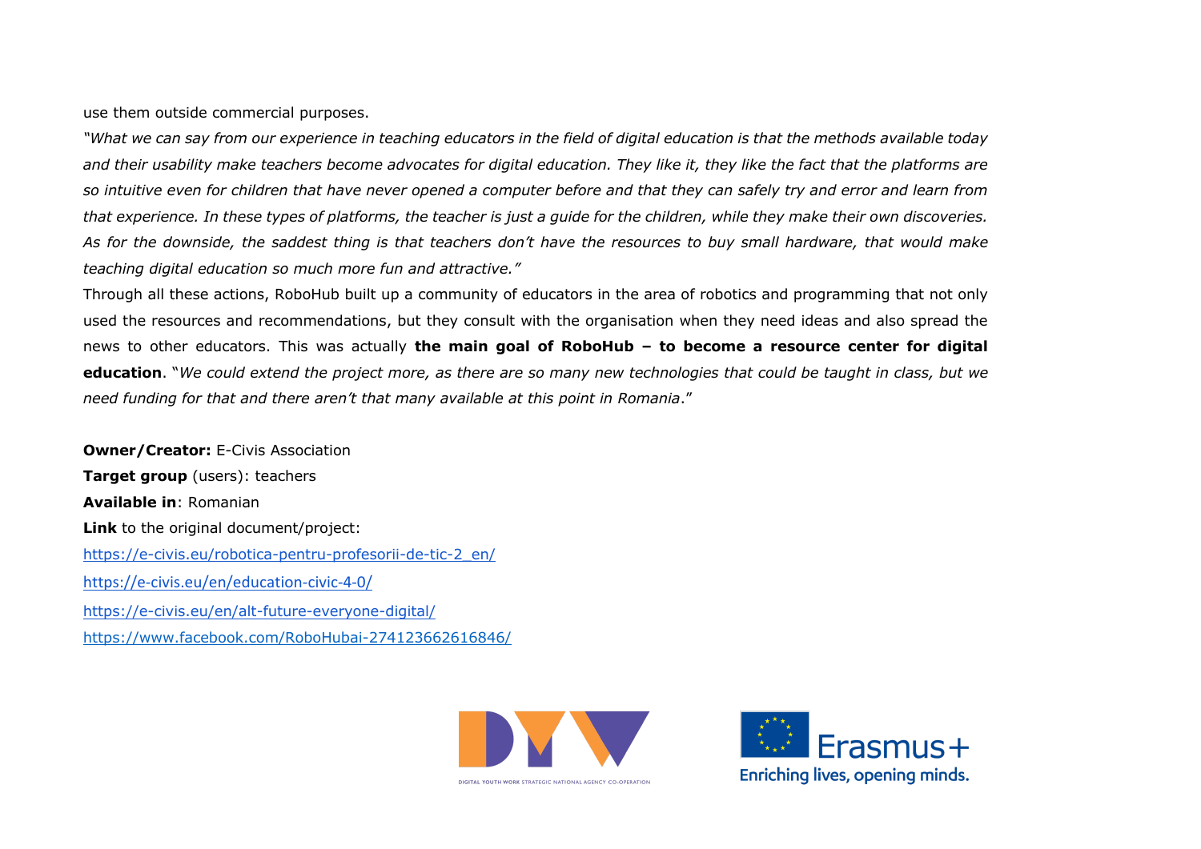use them outside commercial purposes.

*"What we can say from our experience in teaching educators in the field of digital education is that the methods available today and their usability make teachers become advocates for digital education. They like it, they like the fact that the platforms are so intuitive even for children that have never opened a computer before and that they can safely try and error and learn from that experience. In these types of platforms, the teacher is just a guide for the children, while they make their own discoveries. As for the downside, the saddest thing is that teachers don't have the resources to buy small hardware, that would make teaching digital education so much more fun and attractive."*

Through all these actions, RoboHub built up a community of educators in the area of robotics and programming that not only used the resources and recommendations, but they consult with the organisation when they need ideas and also spread the news to other educators. This was actually **the main goal of RoboHub – to become a resource center for digital education**. "*We could extend the project more, as there are so many new technologies that could be taught in class, but we need funding for that and there aren't that many available at this point in Romania*."

**Owner/Creator:** E-Civis Association

**Target group** (users): teachers

**Available in**: Romanian

**Link** to the original document/project:

https://e-civis.eu/robotica-pentru-profesorii-de-tic-2_en/

https://e-civis.eu/en/education-civic-4-0/

https://e-civis.eu/en/alt-future-everyone-digital/

https://www.facebook.com/RoboHubai-274123662616846/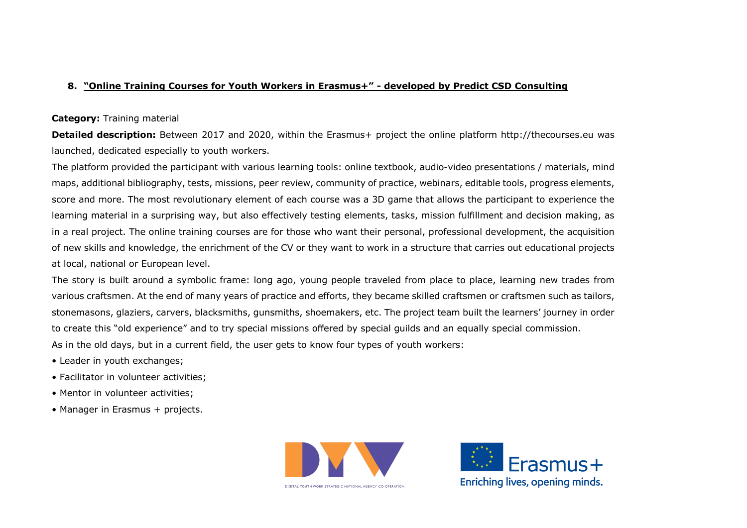## 8. "Online Training Courses for Youth Workers in Erasmus+" - developed by Predict CSD Consulting

**Category:** Training material

**Detailed description:** Between 2017 and 2020, within the Erasmus+ project the online platform http://thecourses.eu was launched, dedicated especially to youth workers.

The platform provided the participant with various learning tools: online textbook, audio-video presentations / materials, mind maps, additional bibliography, tests, missions, peer review, community of practice, webinars, editable tools, progress elements, score and more. The most revolutionary element of each course was a 3D game that allows the participant to experience the learning material in a surprising way, but also effectively testing elements, tasks, mission fulfillment and decision making, as in a real project. The online training courses are for those who want their personal, professional development, the acquisition of new skills and knowledge, the enrichment of the CV or they want to work in a structure that carries out educational projects at local, national or European level.

The story is built around a symbolic frame: long ago, young people traveled from place to place, learning new trades from various craftsmen. At the end of many years of practice and efforts, they became skilled craftsmen or craftsmen such as tailors, stonemasons, glaziers, carvers, blacksmiths, gunsmiths, shoemakers, etc. The project team built the learners' journey in order to create this "old experience" and to try special missions offered by special guilds and an equally special commission.

As in the old days, but in a current field, the user gets to know four types of youth workers:

- Leader in youth exchanges;
- Facilitator in volunteer activities;
- Mentor in volunteer activities;
- Manager in Erasmus + projects.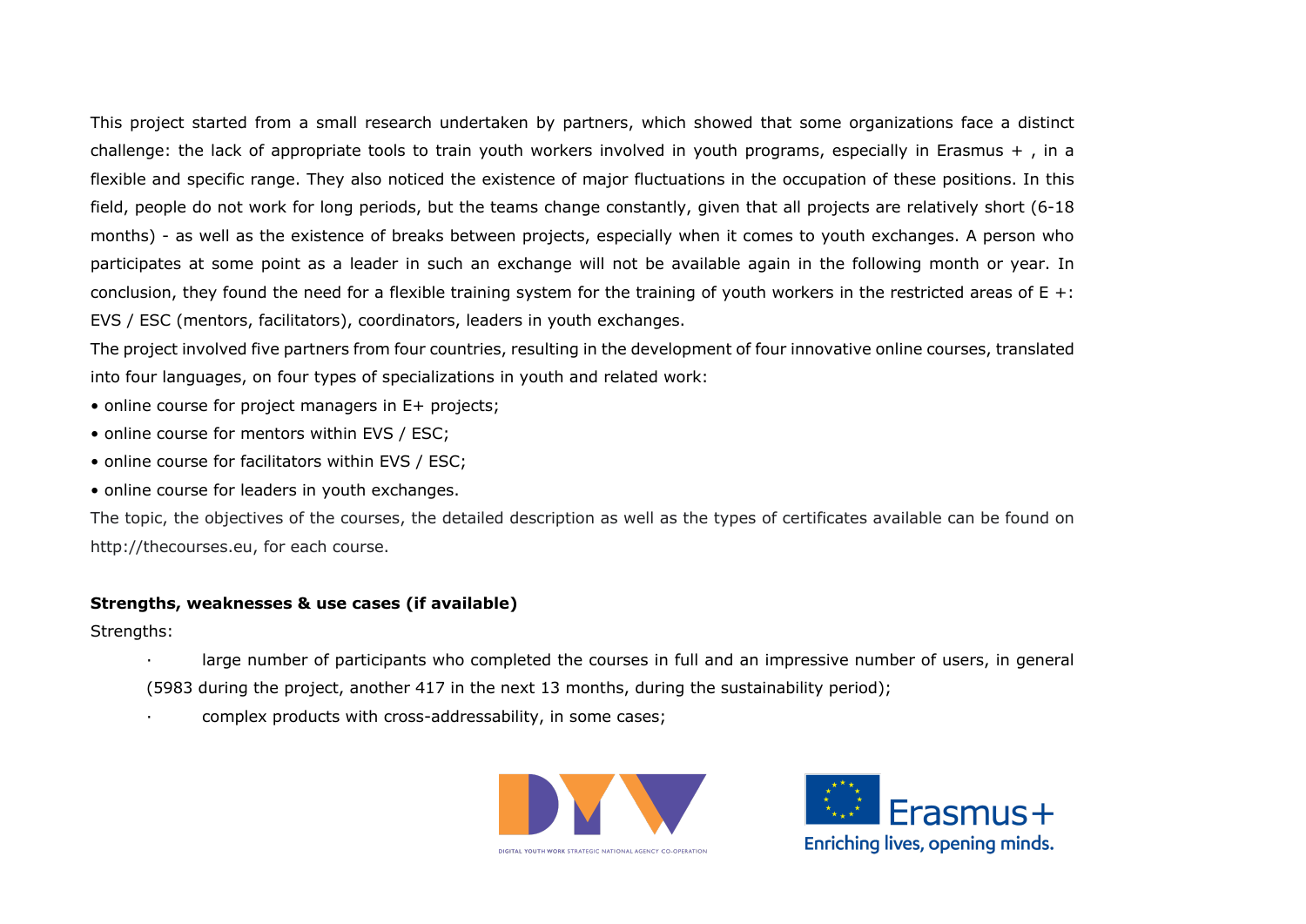This project started from a small research undertaken by partners, which showed that some organizations face a distinct challenge: the lack of appropriate tools to train youth workers involved in youth programs, especially in Erasmus + , in a flexible and specific range. They also noticed the existence of major fluctuations in the occupation of these positions. In this field, people do not work for long periods, but the teams change constantly, given that all projects are relatively short (6-18 months) - as well as the existence of breaks between projects, especially when it comes to youth exchanges. A person who participates at some point as a leader in such an exchange will not be available again in the following month or year. In conclusion, they found the need for a flexible training system for the training of youth workers in the restricted areas of E +: EVS / ESC (mentors, facilitators), coordinators, leaders in youth exchanges.

The project involved five partners from four countries, resulting in the development of four innovative online courses, translated into four languages, on four types of specializations in youth and related work:

- online course for project managers in E+ projects;
- online course for mentors within EVS / ESC;
- online course for facilitators within EVS / ESC;
- online course for leaders in youth exchanges.

The topic, the objectives of the courses, the detailed description as well as the types of certificates available can be found on http://thecourses.eu, for each course.

**Strengths, weaknesses & use cases (if available)**

Strengths:

- large number of participants who completed the courses in full and an impressive number of users, in general (5983 during the project, another 417 in the next 13 months, during the sustainability period);
- complex products with cross-addressability, in some cases;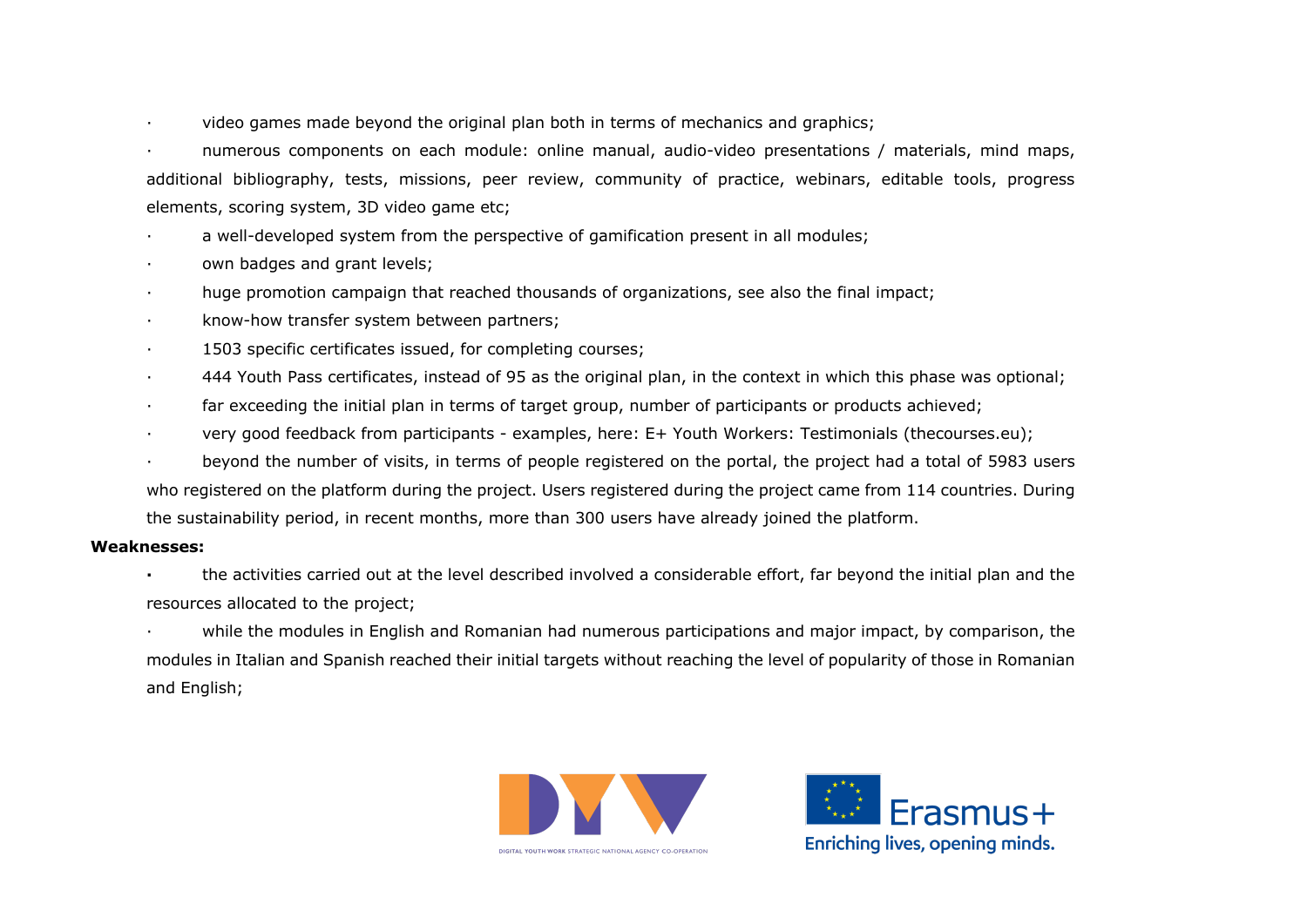- video games made beyond the original plan both in terms of mechanics and graphics;
- numerous components on each module: online manual, audio-video presentations / materials, mind maps, additional bibliography, tests, missions, peer review, community of practice, webinars, editable tools, progress elements, scoring system, 3D video game etc;
- a well-developed system from the perspective of gamification present in all modules;
- own badges and grant levels;
- huge promotion campaign that reached thousands of organizations, see also the final impact;
- know-how transfer system between partners;
- 1503 specific certificates issued, for completing courses;
- 444 Youth Pass certificates, instead of 95 as the original plan, in the context in which this phase was optional;
- far exceeding the initial plan in terms of target group, number of participants or products achieved;
- very good feedback from participants - examples, here: E+ Youth Workers: Testimonials (thecourses.eu);
- beyond the number of visits, in terms of people registered on the portal, the project had a total of 5983 users who registered on the platform during the project. Users registered during the project came from 114 countries. During the sustainability period, in recent months, more than 300 users have already joined the platform.

**Weaknesses:**

- the activities carried out at the level described involved a considerable effort, far beyond the initial plan and the resources allocated to the project;
- while the modules in English and Romanian had numerous participations and major impact, by comparison, the modules in Italian and Spanish reached their initial targets without reaching the level of popularity of those in Romanian and English;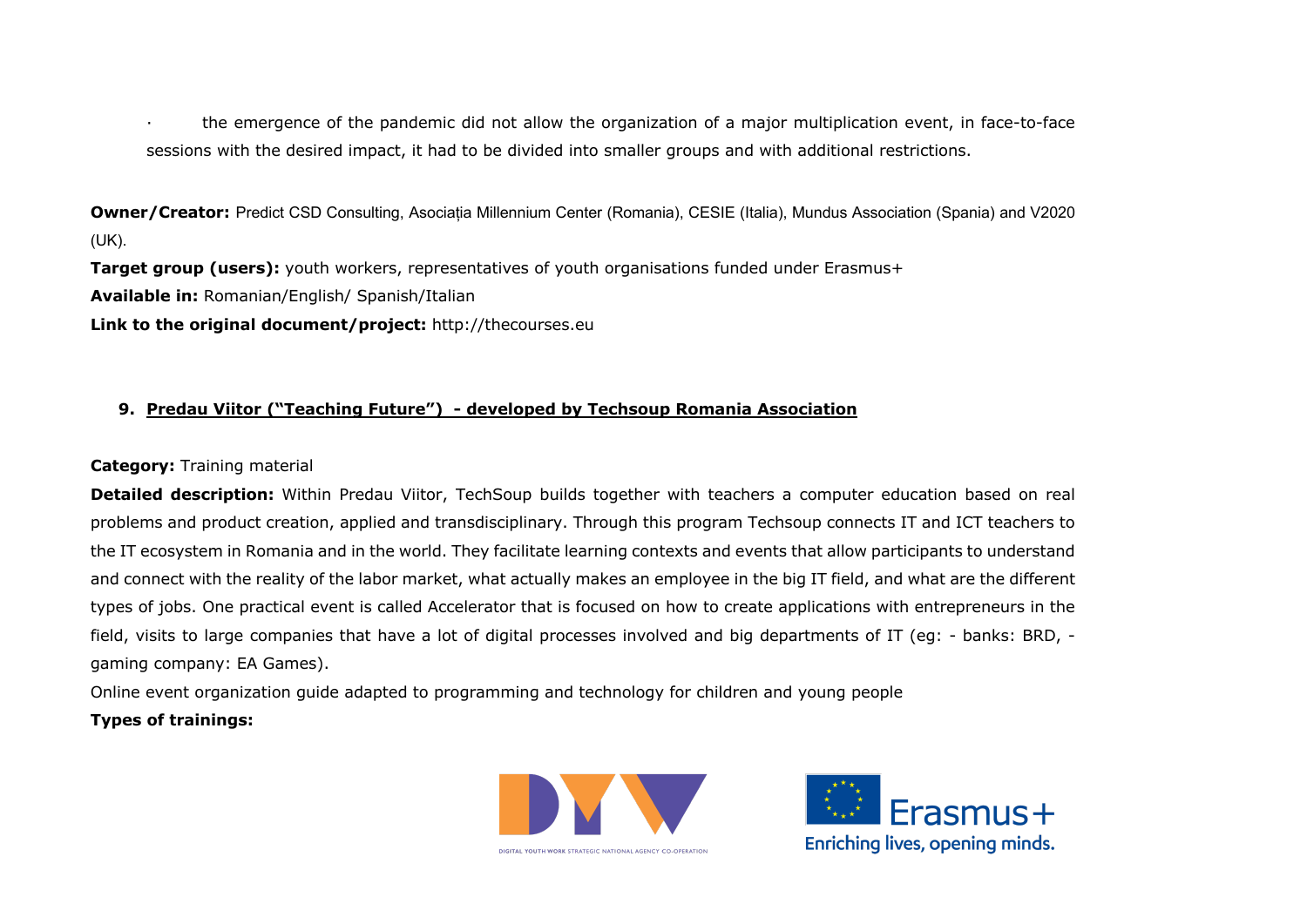- the emergence of the pandemic did not allow the organization of a major multiplication event, in face-to-face sessions with the desired impact, it had to be divided into smaller groups and with additional restrictions.

**Owner/Creator:** Predict CSD Consulting, Asociația Millennium Center (Romania), CESIE (Italia), Mundus Association (Spania) and V2020 (UK).

**Target group (users):** youth workers, representatives of youth organisations funded under Erasmus+

**Available in:** Romanian/English/ Spanish/Italian

**Link to the original document/project:** http://thecourses.eu

### 9. Predau Viitor ("Teaching Future") - developed by Techsoup Romania Association

**Category:** Training material

**Detailed description:** Within Predau Viitor, TechSoup builds together with teachers a computer education based on real problems and product creation, applied and transdisciplinary. Through this program Techsoup connects IT and ICT teachers to the IT ecosystem in Romania and in the world. They facilitate learning contexts and events that allow participants to understand and connect with the reality of the labor market, what actually makes an employee in the big IT field, and what are the different types of jobs. One practical event is called Accelerator that is focused on how to create applications with entrepreneurs in the field, visits to large companies that have a lot of digital processes involved and big departments of IT (eg: - banks: BRD, - gaming company: EA Games).

Online event organization guide adapted to programming and technology for children and young people

**Types of trainings:**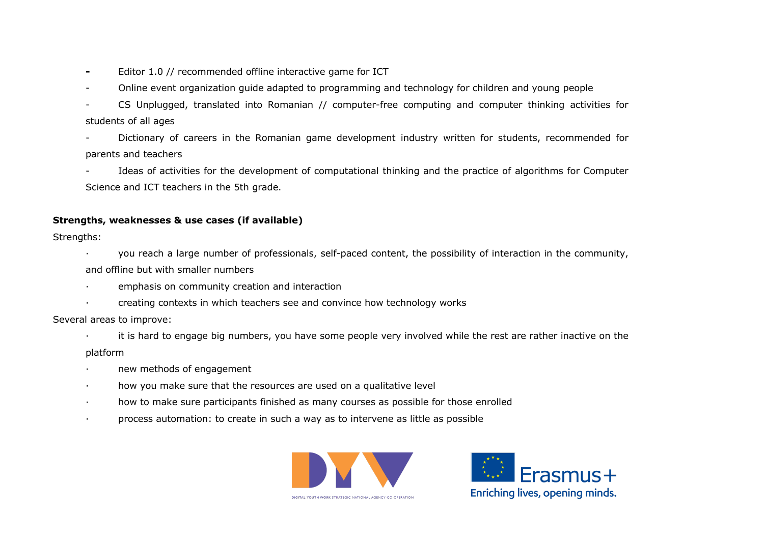- Editor 1.0 // recommended offline interactive game for ICT
- Online event organization guide adapted to programming and technology for children and young people
- CS Unplugged, translated into Romanian // computer-free computing and computer thinking activities for students of all ages
- Dictionary of careers in the Romanian game development industry written for students, recommended for parents and teachers
- Ideas of activities for the development of computational thinking and the practice of algorithms for Computer Science and ICT teachers in the 5th grade.

**Strengths, weaknesses & use cases (if available)**

Strengths:

- you reach a large number of professionals, self-paced content, the possibility of interaction in the community, and offline but with smaller numbers
- emphasis on community creation and interaction
- creating contexts in which teachers see and convince how technology works

Several areas to improve:

- it is hard to engage big numbers, you have some people very involved while the rest are rather inactive on the platform
- new methods of engagement
- how you make sure that the resources are used on a qualitative level
- how to make sure participants finished as many courses as possible for those enrolled
- process automation: to create in such a way as to intervene as little as possible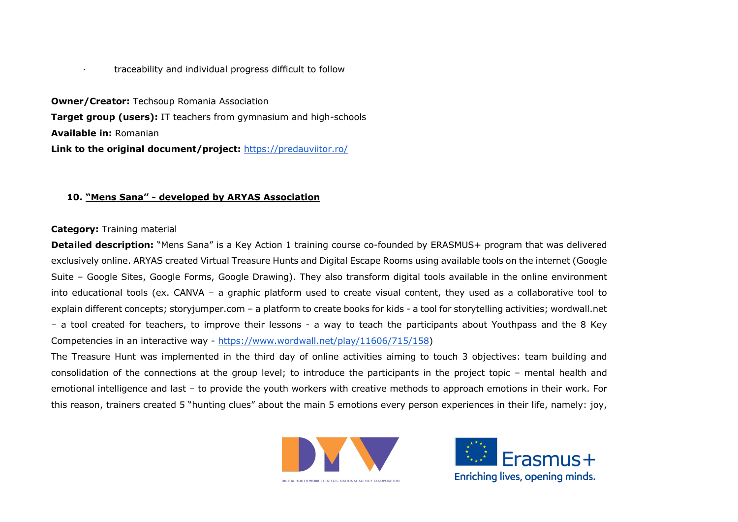- traceability and individual progress difficult to follow

**Owner/Creator:** Techsoup Romania Association
**Target group (users):** IT teachers from gymnasium and high-schools
**Available in:** Romanian
**Link to the original document/project:** https://predauviitor.ro/

### 10. "Mens Sana" - developed by ARYAS Association

**Category:** Training material
**Detailed description:** "Mens Sana" is a Key Action 1 training course co-founded by ERASMUS+ program that was delivered exclusively online. ARYAS created Virtual Treasure Hunts and Digital Escape Rooms using available tools on the internet (Google Suite – Google Sites, Google Forms, Google Drawing). They also transform digital tools available in the online environment into educational tools (ex. CANVA – a graphic platform used to create visual content, they used as a collaborative tool to explain different concepts; storyjumper.com – a platform to create books for kids - a tool for storytelling activities; wordwall.net – a tool created for teachers, to improve their lessons - a way to teach the participants about Youthpass and the 8 Key Competencies in an interactive way - https://www.wordwall.net/play/11606/715/158)
The Treasure Hunt was implemented in the third day of online activities aiming to touch 3 objectives: team building and consolidation of the connections at the group level; to introduce the participants in the project topic – mental health and emotional intelligence and last – to provide the youth workers with creative methods to approach emotions in their work. For this reason, trainers created 5 "hunting clues" about the main 5 emotions every person experiences in their life, namely: joy,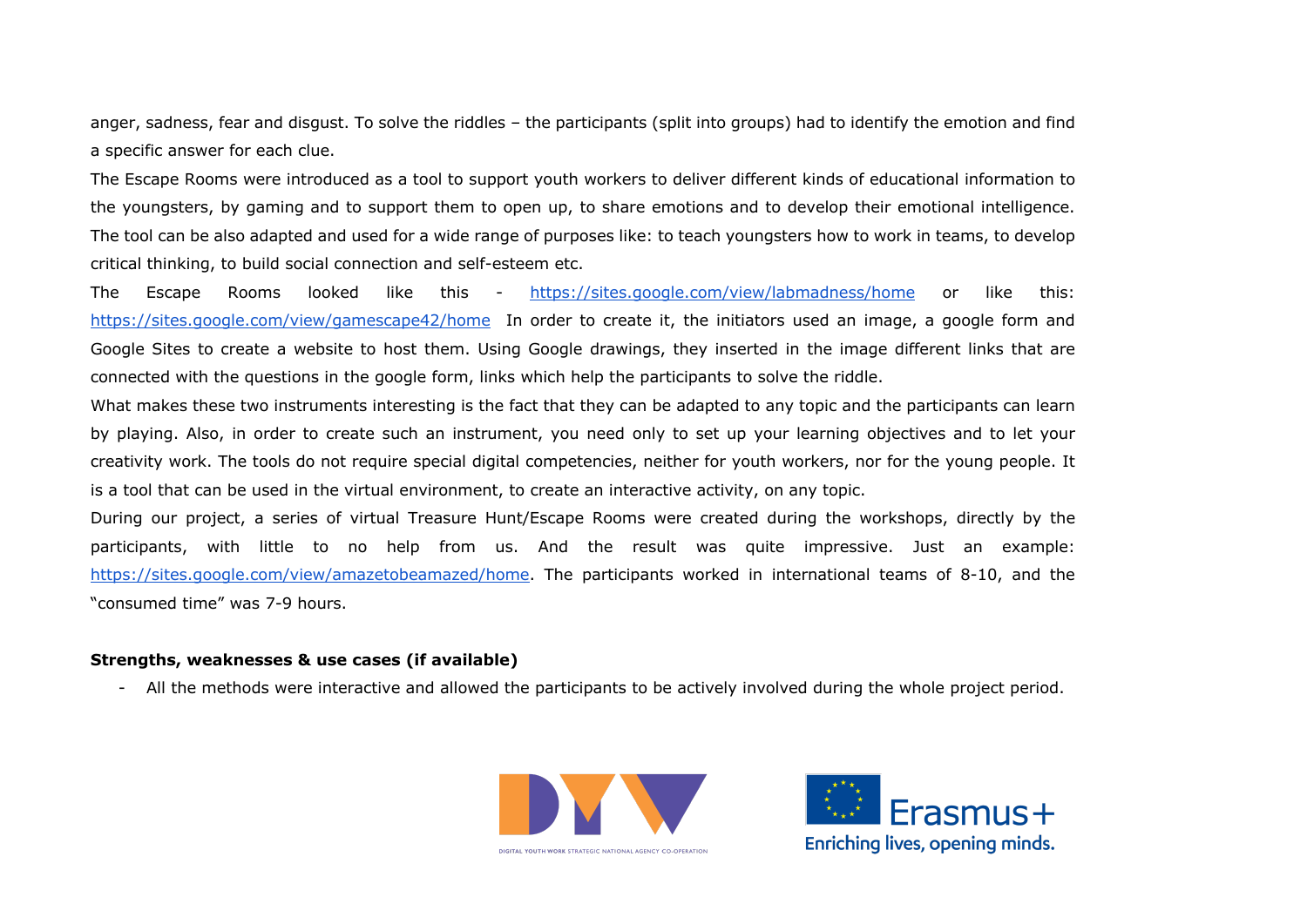anger, sadness, fear and disgust. To solve the riddles – the participants (split into groups) had to identify the emotion and find a specific answer for each clue.

The Escape Rooms were introduced as a tool to support youth workers to deliver different kinds of educational information to the youngsters, by gaming and to support them to open up, to share emotions and to develop their emotional intelligence. The tool can be also adapted and used for a wide range of purposes like: to teach youngsters how to work in teams, to develop critical thinking, to build social connection and self-esteem etc.

The Escape Rooms looked like this - https://sites.google.com/view/labmadness/home or like this: https://sites.google.com/view/gamescape42/home In order to create it, the initiators used an image, a google form and Google Sites to create a website to host them. Using Google drawings, they inserted in the image different links that are connected with the questions in the google form, links which help the participants to solve the riddle.

What makes these two instruments interesting is the fact that they can be adapted to any topic and the participants can learn by playing. Also, in order to create such an instrument, you need only to set up your learning objectives and to let your creativity work. The tools do not require special digital competencies, neither for youth workers, nor for the young people. It is a tool that can be used in the virtual environment, to create an interactive activity, on any topic.

During our project, a series of virtual Treasure Hunt/Escape Rooms were created during the workshops, directly by the participants, with little to no help from us. And the result was quite impressive. Just an example: https://sites.google.com/view/amazetobeamazed/home. The participants worked in international teams of 8-10, and the "consumed time" was 7-9 hours.

**Strengths, weaknesses & use cases (if available)**

- All the methods were interactive and allowed the participants to be actively involved during the whole project period.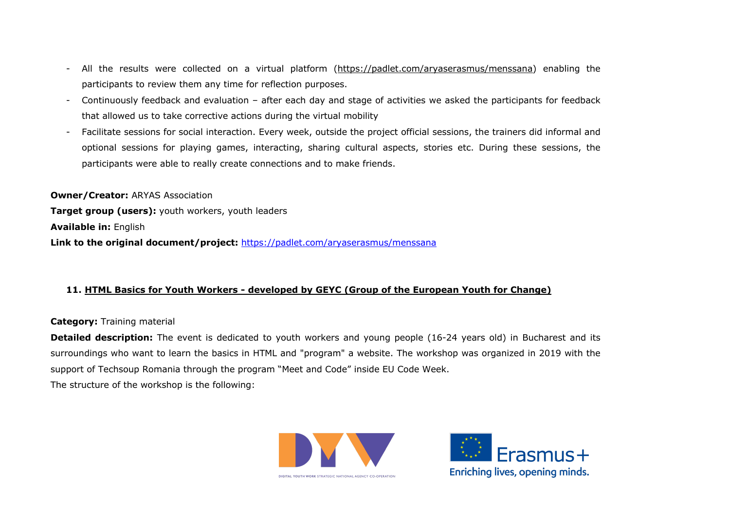- All the results were collected on a virtual platform (https://padlet.com/aryaserasmus/menssana) enabling the participants to review them any time for reflection purposes.
- Continuously feedback and evaluation – after each day and stage of activities we asked the participants for feedback that allowed us to take corrective actions during the virtual mobility
- Facilitate sessions for social interaction. Every week, outside the project official sessions, the trainers did informal and optional sessions for playing games, interacting, sharing cultural aspects, stories etc. During these sessions, the participants were able to really create connections and to make friends.

**Owner/Creator:** ARYAS Association

**Target group (users):** youth workers, youth leaders

**Available in:** English

**Link to the original document/project:** https://padlet.com/aryaserasmus/menssana

## 11. HTML Basics for Youth Workers - developed by GEYC (Group of the European Youth for Change)

**Category:** Training material

**Detailed description:** The event is dedicated to youth workers and young people (16-24 years old) in Bucharest and its surroundings who want to learn the basics in HTML and "program" a website. The workshop was organized in 2019 with the support of Techsoup Romania through the program "Meet and Code" inside EU Code Week.

The structure of the workshop is the following: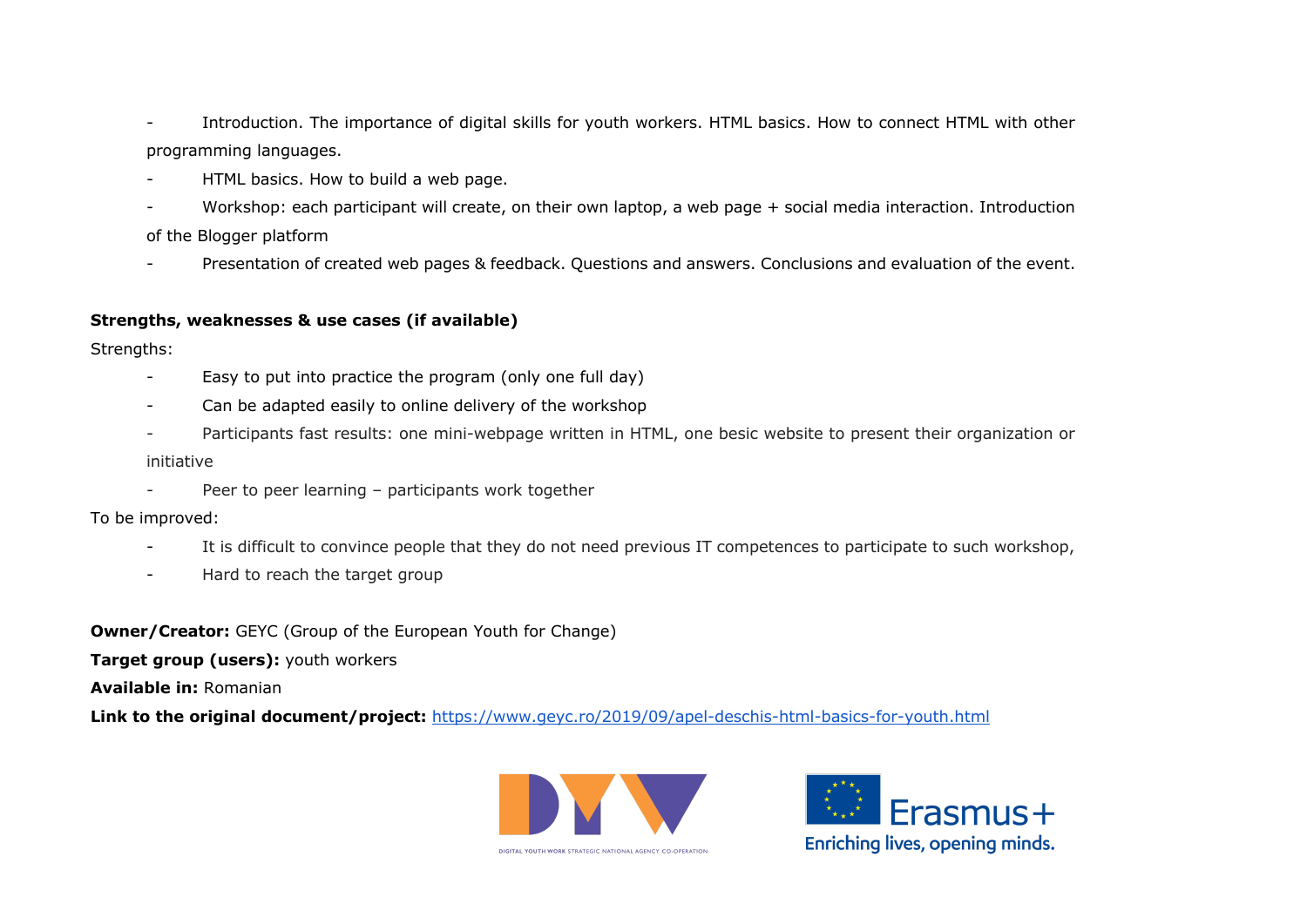- Introduction. The importance of digital skills for youth workers. HTML basics. How to connect HTML with other programming languages.
- HTML basics. How to build a web page.
- Workshop: each participant will create, on their own laptop, a web page + social media interaction. Introduction of the Blogger platform
- Presentation of created web pages & feedback. Questions and answers. Conclusions and evaluation of the event.

**Strengths, weaknesses & use cases (if available)**

Strengths:

- Easy to put into practice the program (only one full day)
- Can be adapted easily to online delivery of the workshop
- Participants fast results: one mini-webpage written in HTML, one besic website to present their organization or initiative
- Peer to peer learning – participants work together

To be improved:

- It is difficult to convince people that they do not need previous IT competences to participate to such workshop,
- Hard to reach the target group

**Owner/Creator:** GEYC (Group of the European Youth for Change)

**Target group (users):** youth workers

**Available in:** Romanian

**Link to the original document/project:** https://www.geyc.ro/2019/09/apel-deschis-html-basics-for-youth.html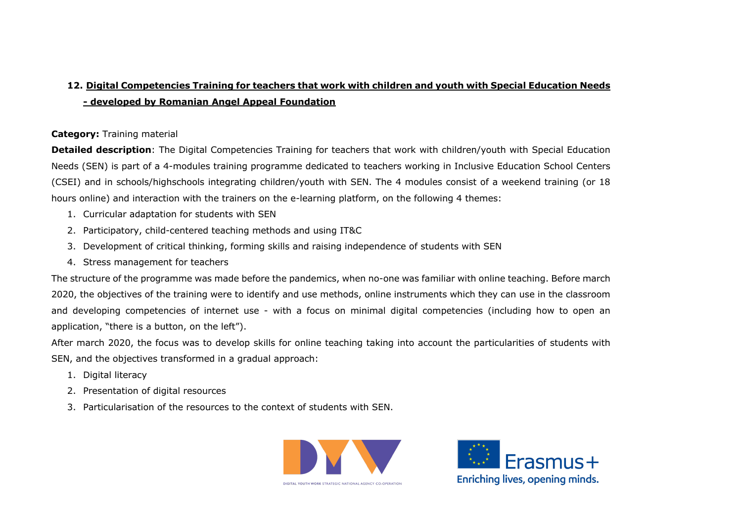## 12. Digital Competencies Training for teachers that work with children and youth with Special Education Needs - developed by Romanian Angel Appeal Foundation

**Category:** Training material

**Detailed description**: The Digital Competencies Training for teachers that work with children/youth with Special Education Needs (SEN) is part of a 4-modules training programme dedicated to teachers working in Inclusive Education School Centers (CSEI) and in schools/highschools integrating children/youth with SEN. The 4 modules consist of a weekend training (or 18 hours online) and interaction with the trainers on the e-learning platform, on the following 4 themes:

1. Curricular adaptation for students with SEN
2. Participatory, child-centered teaching methods and using IT&C
3. Development of critical thinking, forming skills and raising independence of students with SEN
4. Stress management for teachers

The structure of the programme was made before the pandemics, when no-one was familiar with online teaching. Before march 2020, the objectives of the training were to identify and use methods, online instruments which they can use in the classroom and developing competencies of internet use - with a focus on minimal digital competencies (including how to open an application, "there is a button, on the left").

After march 2020, the focus was to develop skills for online teaching taking into account the particularities of students with SEN, and the objectives transformed in a gradual approach:

1. Digital literacy
2. Presentation of digital resources
3. Particularisation of the resources to the context of students with SEN.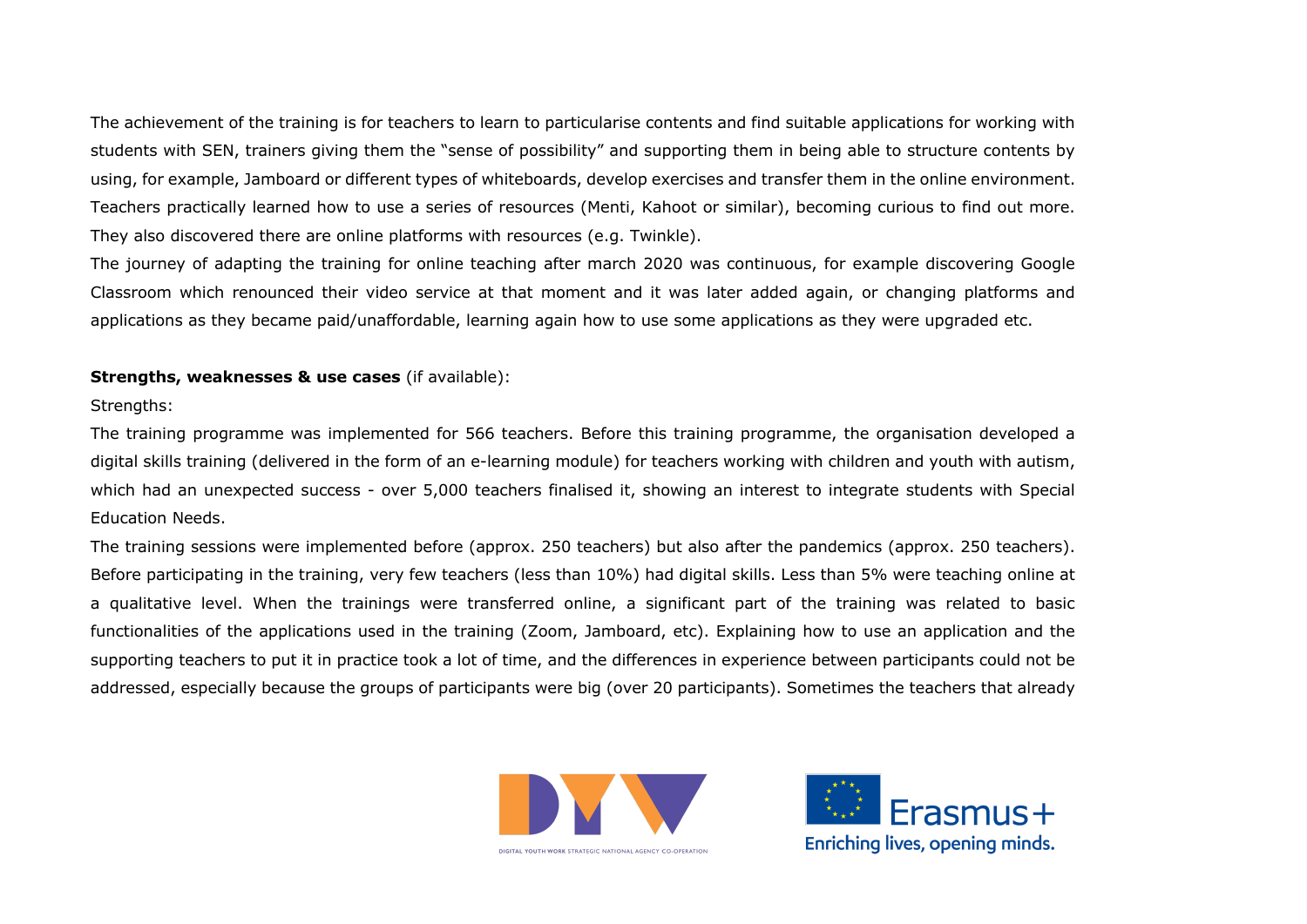The achievement of the training is for teachers to learn to particularise contents and find suitable applications for working with students with SEN, trainers giving them the "sense of possibility" and supporting them in being able to structure contents by using, for example, Jamboard or different types of whiteboards, develop exercises and transfer them in the online environment. Teachers practically learned how to use a series of resources (Menti, Kahoot or similar), becoming curious to find out more. They also discovered there are online platforms with resources (e.g. Twinkle).

The journey of adapting the training for online teaching after march 2020 was continuous, for example discovering Google Classroom which renounced their video service at that moment and it was later added again, or changing platforms and applications as they became paid/unaffordable, learning again how to use some applications as they were upgraded etc.

**Strengths, weaknesses & use cases** (if available):

Strengths:

The training programme was implemented for 566 teachers. Before this training programme, the organisation developed a digital skills training (delivered in the form of an e-learning module) for teachers working with children and youth with autism, which had an unexpected success - over 5,000 teachers finalised it, showing an interest to integrate students with Special Education Needs.

The training sessions were implemented before (approx. 250 teachers) but also after the pandemics (approx. 250 teachers). Before participating in the training, very few teachers (less than 10%) had digital skills. Less than 5% were teaching online at a qualitative level. When the trainings were transferred online, a significant part of the training was related to basic functionalities of the applications used in the training (Zoom, Jamboard, etc). Explaining how to use an application and the supporting teachers to put it in practice took a lot of time, and the differences in experience between participants could not be addressed, especially because the groups of participants were big (over 20 participants). Sometimes the teachers that already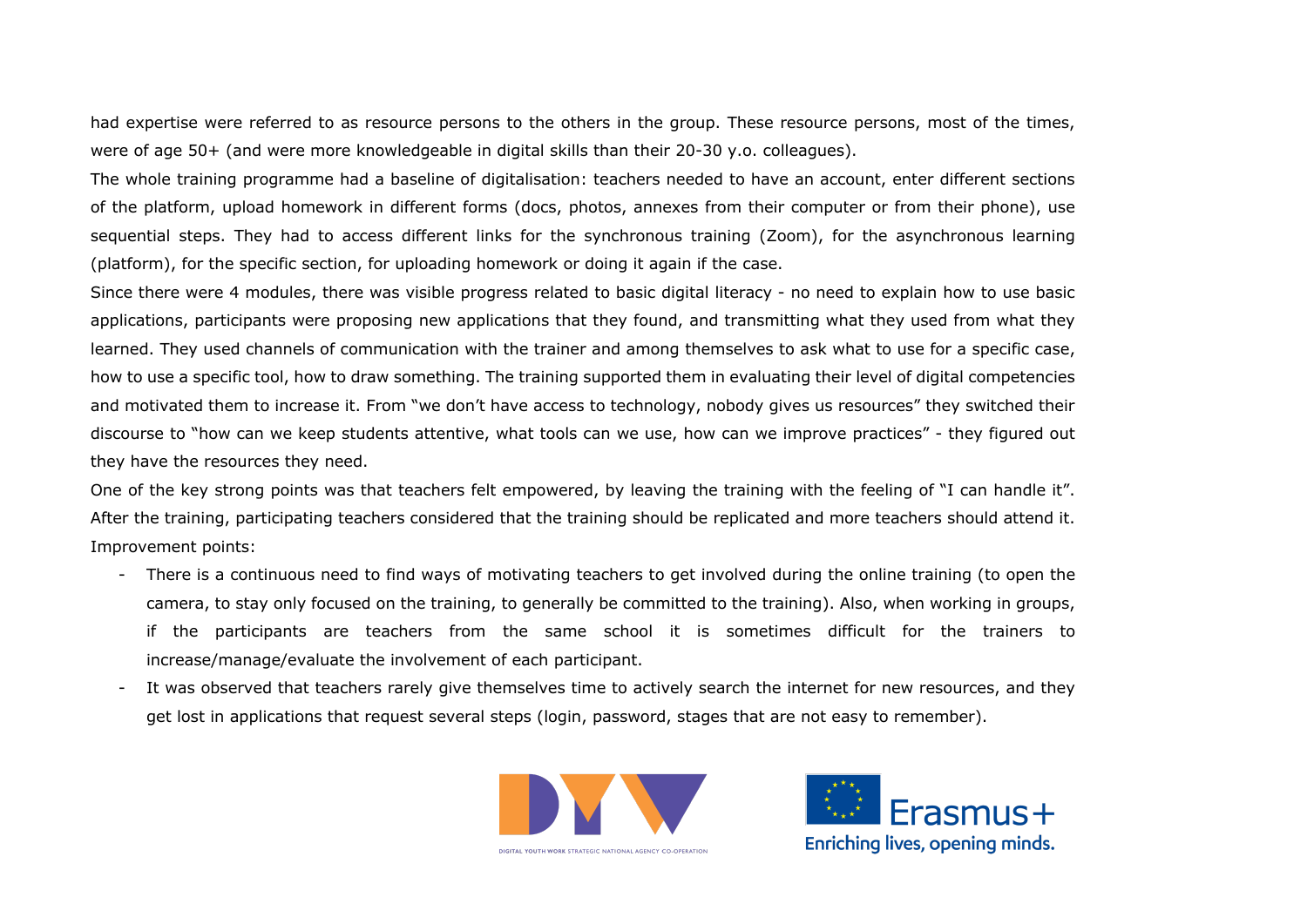had expertise were referred to as resource persons to the others in the group. These resource persons, most of the times, were of age 50+ (and were more knowledgeable in digital skills than their 20-30 y.o. colleagues).

The whole training programme had a baseline of digitalisation: teachers needed to have an account, enter different sections of the platform, upload homework in different forms (docs, photos, annexes from their computer or from their phone), use sequential steps. They had to access different links for the synchronous training (Zoom), for the asynchronous learning (platform), for the specific section, for uploading homework or doing it again if the case.

Since there were 4 modules, there was visible progress related to basic digital literacy - no need to explain how to use basic applications, participants were proposing new applications that they found, and transmitting what they used from what they learned. They used channels of communication with the trainer and among themselves to ask what to use for a specific case, how to use a specific tool, how to draw something. The training supported them in evaluating their level of digital competencies and motivated them to increase it. From "we don't have access to technology, nobody gives us resources" they switched their discourse to "how can we keep students attentive, what tools can we use, how can we improve practices" - they figured out they have the resources they need.

One of the key strong points was that teachers felt empowered, by leaving the training with the feeling of "I can handle it". After the training, participating teachers considered that the training should be replicated and more teachers should attend it.

Improvement points:

- There is a continuous need to find ways of motivating teachers to get involved during the online training (to open the camera, to stay only focused on the training, to generally be committed to the training). Also, when working in groups, if the participants are teachers from the same school it is sometimes difficult for the trainers to increase/manage/evaluate the involvement of each participant.
- It was observed that teachers rarely give themselves time to actively search the internet for new resources, and they get lost in applications that request several steps (login, password, stages that are not easy to remember).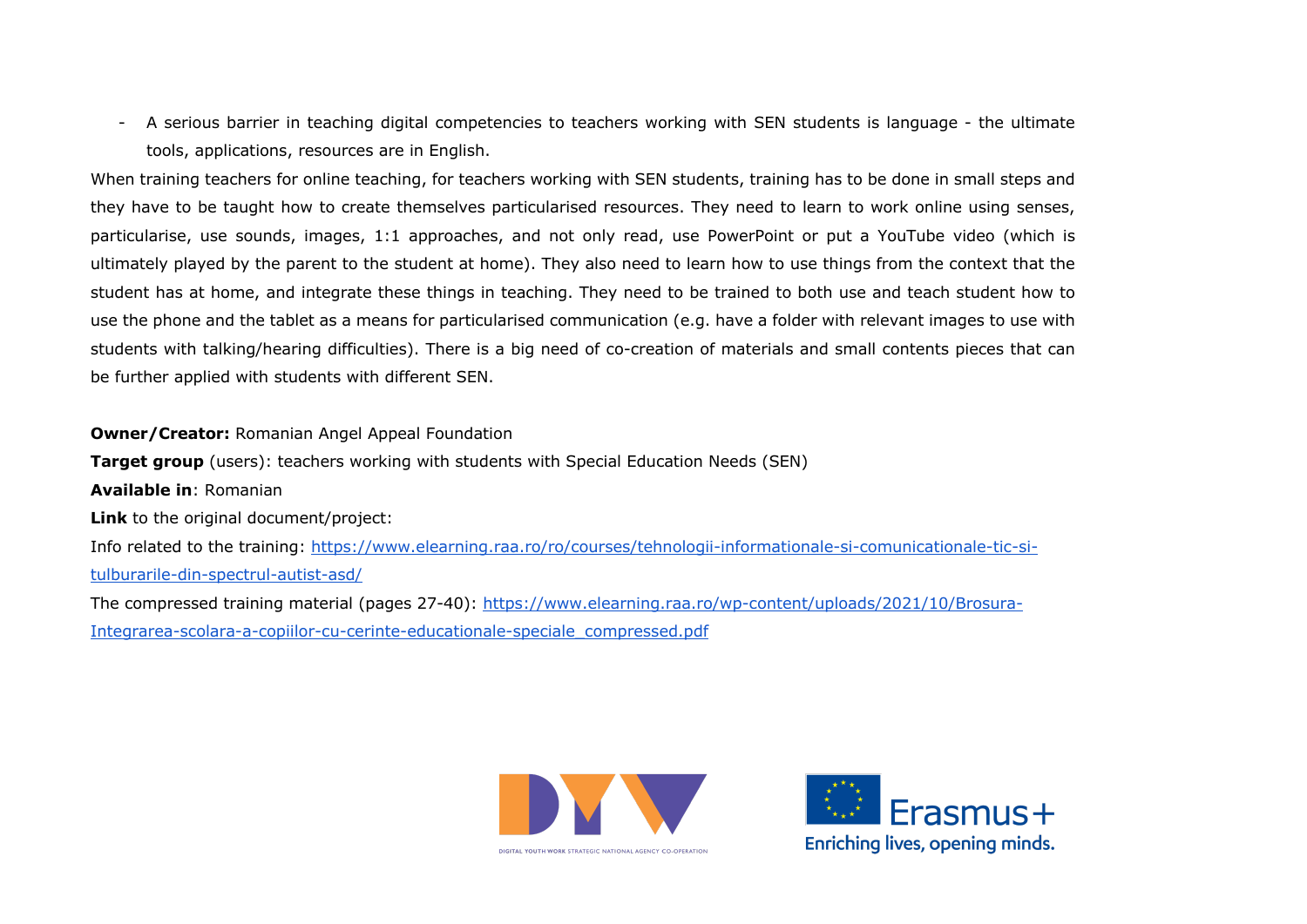- A serious barrier in teaching digital competencies to teachers working with SEN students is language - the ultimate tools, applications, resources are in English.

When training teachers for online teaching, for teachers working with SEN students, training has to be done in small steps and they have to be taught how to create themselves particularised resources. They need to learn to work online using senses, particularise, use sounds, images, 1:1 approaches, and not only read, use PowerPoint or put a YouTube video (which is ultimately played by the parent to the student at home). They also need to learn how to use things from the context that the student has at home, and integrate these things in teaching. They need to be trained to both use and teach student how to use the phone and the tablet as a means for particularised communication (e.g. have a folder with relevant images to use with students with talking/hearing difficulties). There is a big need of co-creation of materials and small contents pieces that can be further applied with students with different SEN.

**Owner/Creator:** Romanian Angel Appeal Foundation

**Target group** (users): teachers working with students with Special Education Needs (SEN)

**Available in**: Romanian

**Link** to the original document/project:

Info related to the training: https://www.elearning.raa.ro/ro/courses/tehnologii-informationale-si-comunicationale-tic-si-tulburarile-din-spectrul-autist-asd/

The compressed training material (pages 27-40): https://www.elearning.raa.ro/wp-content/uploads/2021/10/Brosura-Integrarea-scolara-a-copiilor-cu-cerinte-educationale-speciale_compressed.pdf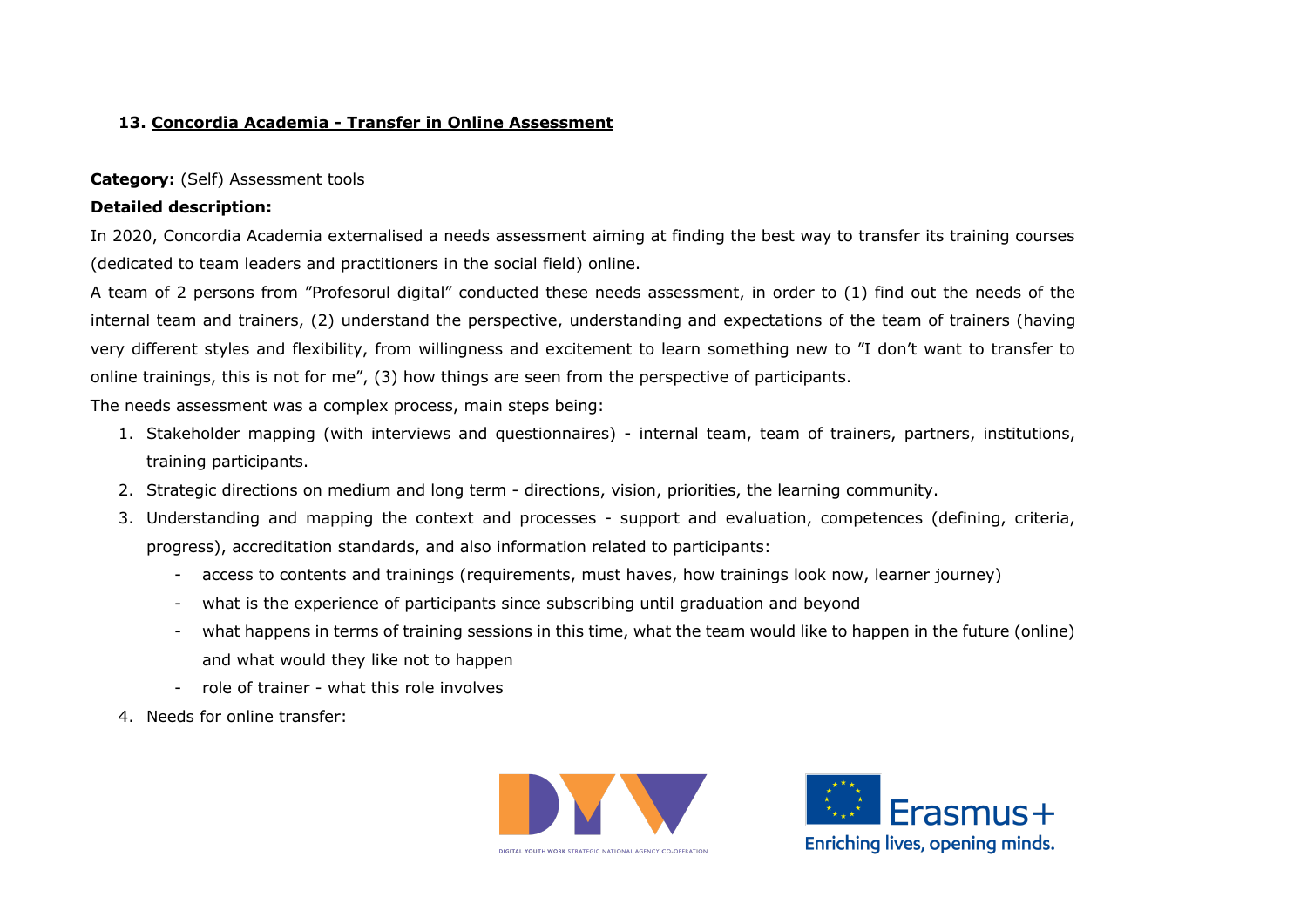### 13. Concordia Academia - Transfer in Online Assessment

**Category:** (Self) Assessment tools

**Detailed description:**

In 2020, Concordia Academia externalised a needs assessment aiming at finding the best way to transfer its training courses (dedicated to team leaders and practitioners in the social field) online.

A team of 2 persons from ”Profesorul digital” conducted these needs assessment, in order to (1) find out the needs of the internal team and trainers, (2) understand the perspective, understanding and expectations of the team of trainers (having very different styles and flexibility, from willingness and excitement to learn something new to ”I don't want to transfer to online trainings, this is not for me”, (3) how things are seen from the perspective of participants.

The needs assessment was a complex process, main steps being:

1. Stakeholder mapping (with interviews and questionnaires) - internal team, team of trainers, partners, institutions, training participants.
2. Strategic directions on medium and long term - directions, vision, priorities, the learning community.
3. Understanding and mapping the context and processes - support and evaluation, competences (defining, criteria, progress), accreditation standards, and also information related to participants:
    - access to contents and trainings (requirements, must haves, how trainings look now, learner journey)
    - what is the experience of participants since subscribing until graduation and beyond
    - what happens in terms of training sessions in this time, what the team would like to happen in the future (online) and what would they like not to happen
    - role of trainer - what this role involves
4. Needs for online transfer: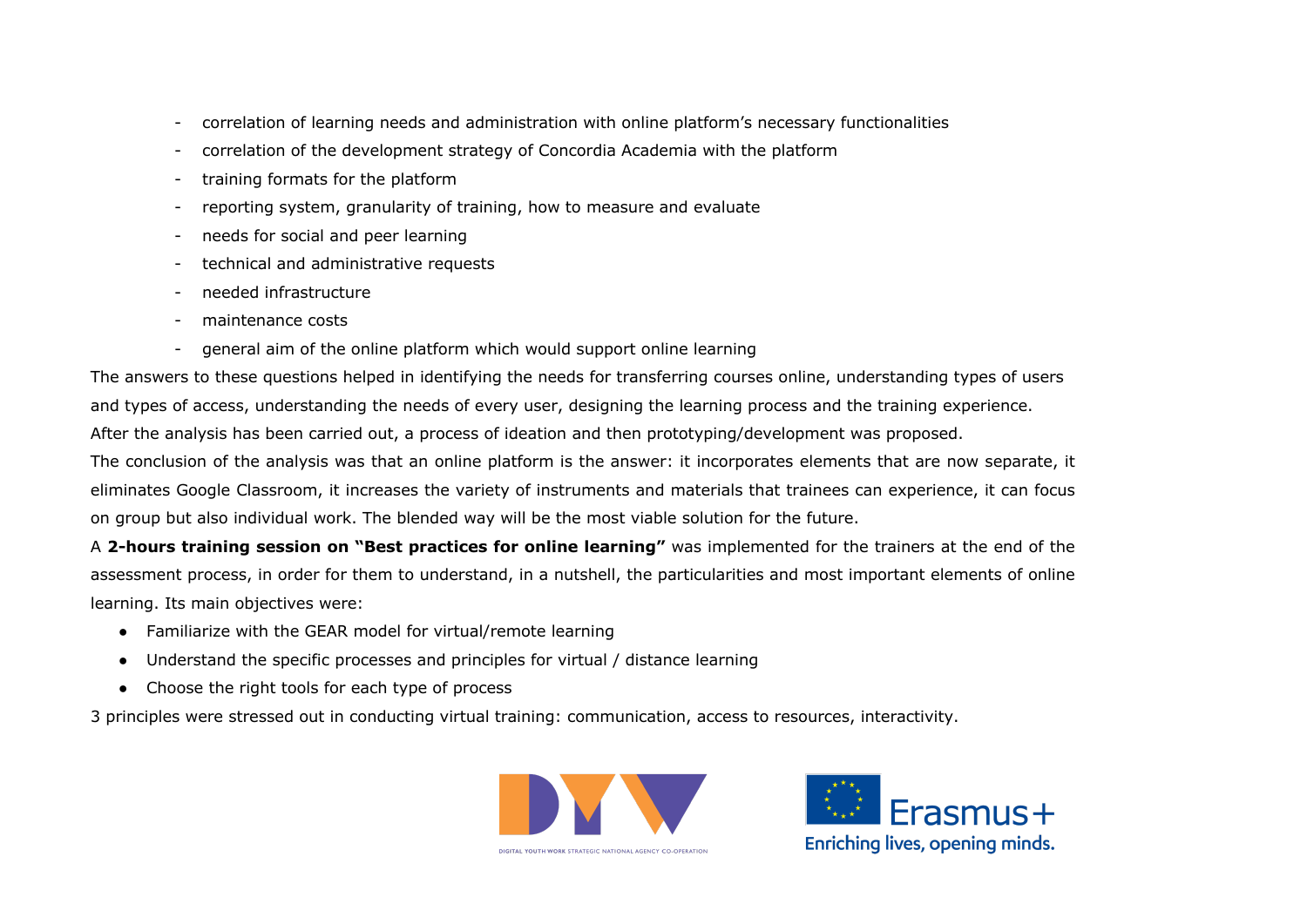- correlation of learning needs and administration with online platform's necessary functionalities
- correlation of the development strategy of Concordia Academia with the platform
- training formats for the platform
- reporting system, granularity of training, how to measure and evaluate
- needs for social and peer learning
- technical and administrative requests
- needed infrastructure
- maintenance costs
- general aim of the online platform which would support online learning

The answers to these questions helped in identifying the needs for transferring courses online, understanding types of users and types of access, understanding the needs of every user, designing the learning process and the training experience.

After the analysis has been carried out, a process of ideation and then prototyping/development was proposed.

The conclusion of the analysis was that an online platform is the answer: it incorporates elements that are now separate, it eliminates Google Classroom, it increases the variety of instruments and materials that trainees can experience, it can focus on group but also individual work. The blended way will be the most viable solution for the future.

A **2-hours training session on "Best practices for online learning"** was implemented for the trainers at the end of the assessment process, in order for them to understand, in a nutshell, the particularities and most important elements of online learning. Its main objectives were:

- Familiarize with the GEAR model for virtual/remote learning
- Understand the specific processes and principles for virtual / distance learning
- Choose the right tools for each type of process

3 principles were stressed out in conducting virtual training: communication, access to resources, interactivity.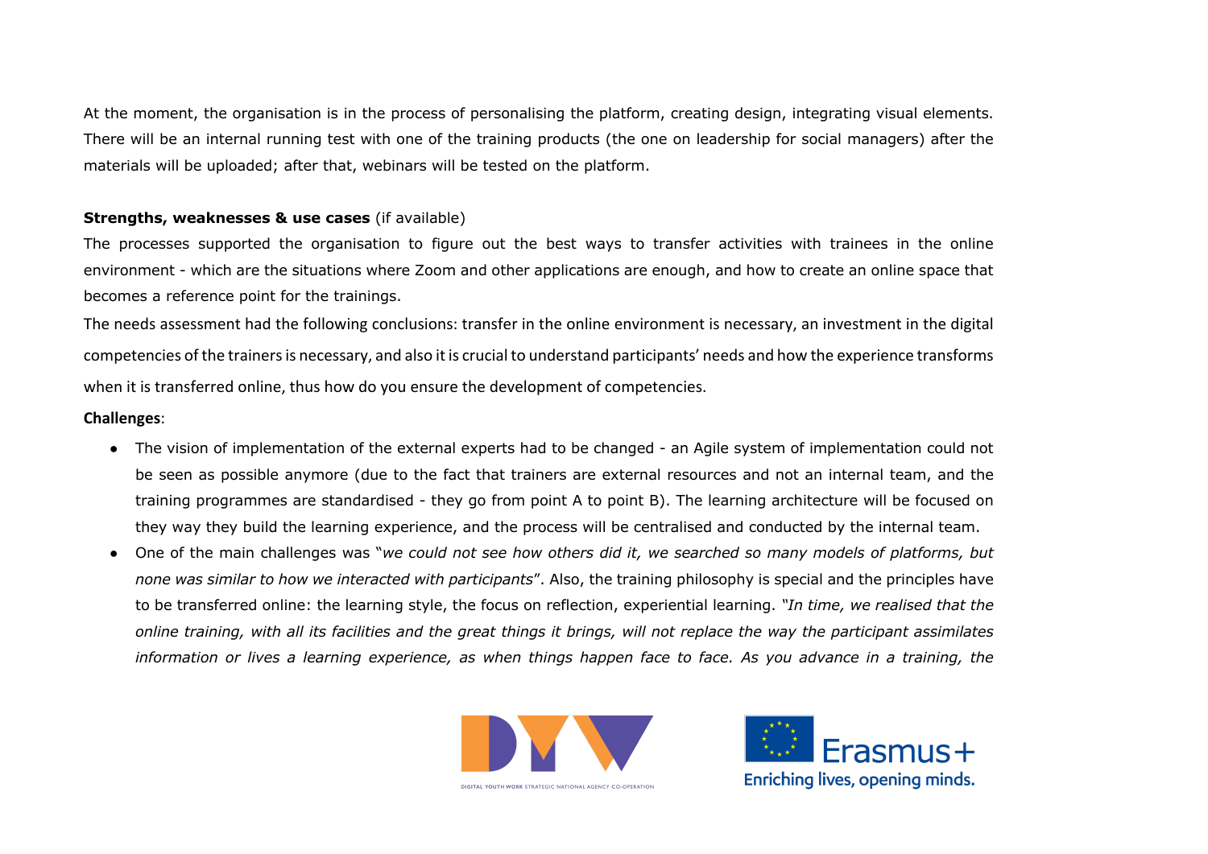At the moment, the organisation is in the process of personalising the platform, creating design, integrating visual elements. There will be an internal running test with one of the training products (the one on leadership for social managers) after the materials will be uploaded; after that, webinars will be tested on the platform.

**Strengths, weaknesses & use cases** (if available)

The processes supported the organisation to figure out the best ways to transfer activities with trainees in the online environment - which are the situations where Zoom and other applications are enough, and how to create an online space that becomes a reference point for the trainings.

The needs assessment had the following conclusions: transfer in the online environment is necessary, an investment in the digital competencies of the trainers is necessary, and also it is crucial to understand participants' needs and how the experience transforms when it is transferred online, thus how do you ensure the development of competencies.

**Challenges**:

- The vision of implementation of the external experts had to be changed - an Agile system of implementation could not be seen as possible anymore (due to the fact that trainers are external resources and not an internal team, and the training programmes are standardised - they go from point A to point B). The learning architecture will be focused on they way they build the learning experience, and the process will be centralised and conducted by the internal team.
- One of the main challenges was "*we could not see how others did it, we searched so many models of platforms, but none was similar to how we interacted with participants*". Also, the training philosophy is special and the principles have to be transferred online: the learning style, the focus on reflection, experiential learning. "*In time, we realised that the online training, with all its facilities and the great things it brings, will not replace the way the participant assimilates information or lives a learning experience, as when things happen face to face. As you advance in a training, the*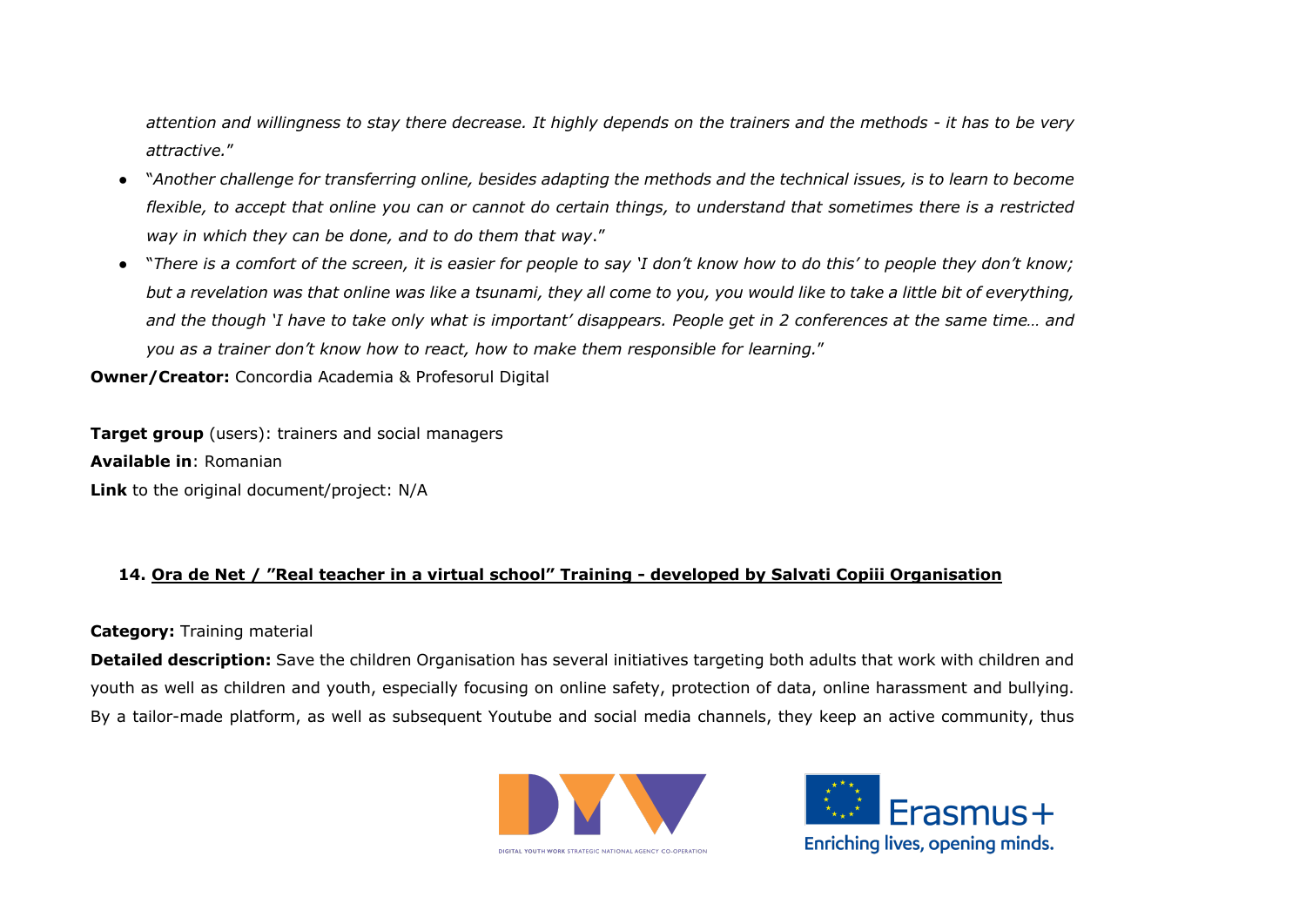*attention and willingness to stay there decrease. It highly depends on the trainers and the methods - it has to be very attractive.*"

- "*Another challenge for transferring online, besides adapting the methods and the technical issues, is to learn to become flexible, to accept that online you can or cannot do certain things, to understand that sometimes there is a restricted way in which they can be done, and to do them that way*."
- "*There is a comfort of the screen, it is easier for people to say 'I don't know how to do this' to people they don't know; but a revelation was that online was like a tsunami, they all come to you, you would like to take a little bit of everything, and the though 'I have to take only what is important' disappears. People get in 2 conferences at the same time… and you as a trainer don't know how to react, how to make them responsible for learning.*"

**Owner/Creator:** Concordia Academia & Profesorul Digital

**Target group** (users): trainers and social managers

**Available in**: Romanian

**Link** to the original document/project: N/A

### 14. Ora de Net / "Real teacher in a virtual school" Training - developed by Salvati Copiii Organisation

**Category:** Training material

**Detailed description:** Save the children Organisation has several initiatives targeting both adults that work with children and youth as well as children and youth, especially focusing on online safety, protection of data, online harassment and bullying. By a tailor-made platform, as well as subsequent Youtube and social media channels, they keep an active community, thus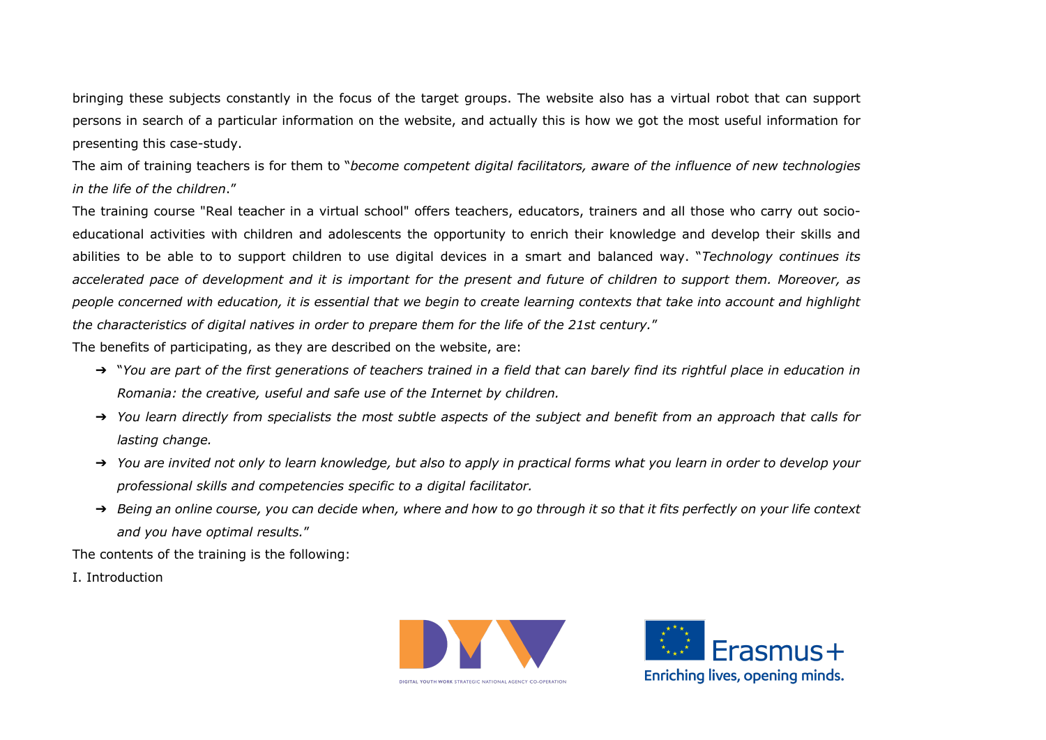bringing these subjects constantly in the focus of the target groups. The website also has a virtual robot that can support persons in search of a particular information on the website, and actually this is how we got the most useful information for presenting this case-study.

The aim of training teachers is for them to "*become competent digital facilitators, aware of the influence of new technologies in the life of the children*."

The training course "Real teacher in a virtual school" offers teachers, educators, trainers and all those who carry out socio-educational activities with children and adolescents the opportunity to enrich their knowledge and develop their skills and abilities to be able to to support children to use digital devices in a smart and balanced way. "*Technology continues its accelerated pace of development and it is important for the present and future of children to support them. Moreover, as people concerned with education, it is essential that we begin to create learning contexts that take into account and highlight the characteristics of digital natives in order to prepare them for the life of the 21st century.*"

The benefits of participating, as they are described on the website, are:

- "*You are part of the first generations of teachers trained in a field that can barely find its rightful place in education in Romania: the creative, useful and safe use of the Internet by children.*
- *You learn directly from specialists the most subtle aspects of the subject and benefit from an approach that calls for lasting change.*
- *You are invited not only to learn knowledge, but also to apply in practical forms what you learn in order to develop your professional skills and competencies specific to a digital facilitator.*
- *Being an online course, you can decide when, where and how to go through it so that it fits perfectly on your life context and you have optimal results.*"

The contents of the training is the following:

I. Introduction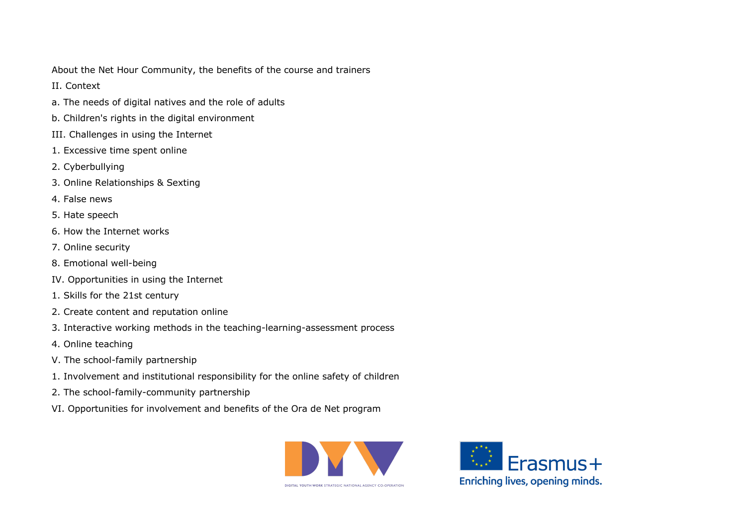About the Net Hour Community, the benefits of the course and trainers

II. Context

a. The needs of digital natives and the role of adults

b. Children's rights in the digital environment

III. Challenges in using the Internet

1. Excessive time spent online
2. Cyberbullying
3. Online Relationships & Sexting
4. False news
5. Hate speech
6. How the Internet works
7. Online security
8. Emotional well-being

IV. Opportunities in using the Internet

1. Skills for the 21st century
2. Create content and reputation online
3. Interactive working methods in the teaching-learning-assessment process
4. Online teaching

V. The school-family partnership

1. Involvement and institutional responsibility for the online safety of children
2. The school-family-community partnership

VI. Opportunities for involvement and benefits of the Ora de Net program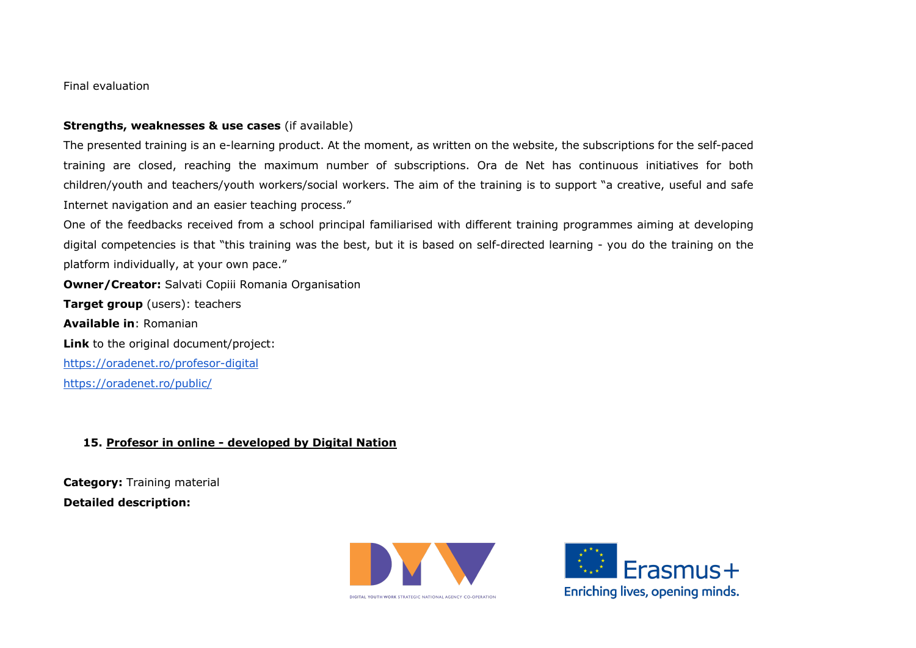Final evaluation

**Strengths, weaknesses & use cases** (if available)

The presented training is an e-learning product. At the moment, as written on the website, the subscriptions for the self-paced training are closed, reaching the maximum number of subscriptions. Ora de Net has continuous initiatives for both children/youth and teachers/youth workers/social workers. The aim of the training is to support "a creative, useful and safe Internet navigation and an easier teaching process."

One of the feedbacks received from a school principal familiarised with different training programmes aiming at developing digital competencies is that "this training was the best, but it is based on self-directed learning - you do the training on the platform individually, at your own pace."

**Owner/Creator:** Salvati Copiii Romania Organisation

**Target group** (users): teachers

**Available in**: Romanian

**Link** to the original document/project:

https://oradenet.ro/profesor-digital

https://oradenet.ro/public/

### 15. Profesor in online - developed by Digital Nation

**Category:** Training material

**Detailed description:**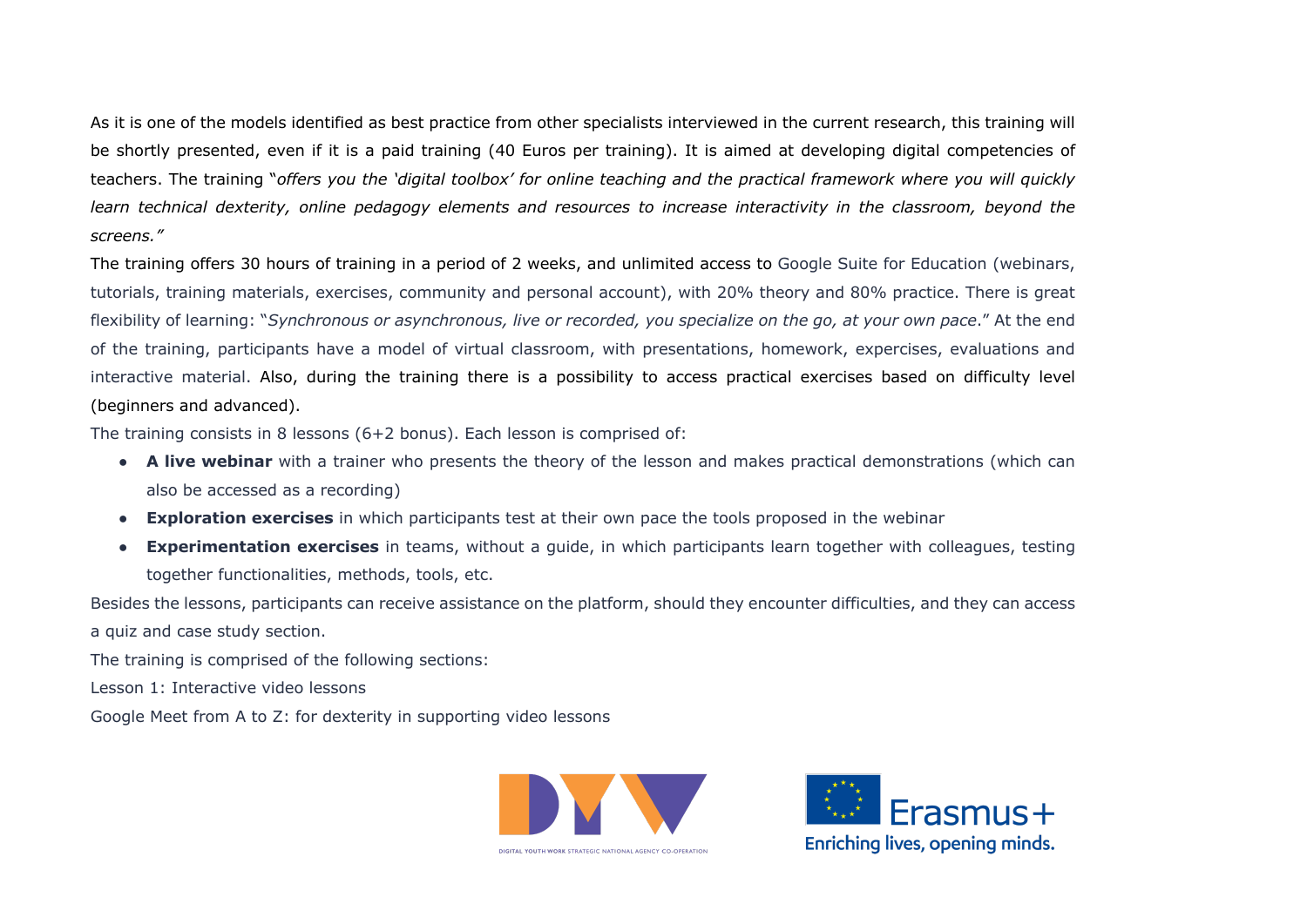As it is one of the models identified as best practice from other specialists interviewed in the current research, this training will be shortly presented, even if it is a paid training (40 Euros per training). It is aimed at developing digital competencies of teachers. The training "*offers you the 'digital toolbox' for online teaching and the practical framework where you will quickly learn technical dexterity, online pedagogy elements and resources to increase interactivity in the classroom, beyond the screens."*

The training offers 30 hours of training in a period of 2 weeks, and unlimited access to Google Suite for Education (webinars, tutorials, training materials, exercises, community and personal account), with 20% theory and 80% practice. There is great flexibility of learning: "*Synchronous or asynchronous, live or recorded, you specialize on the go, at your own pace*." At the end of the training, participants have a model of virtual classroom, with presentations, homework, expercises, evaluations and interactive material. Also, during the training there is a possibility to access practical exercises based on difficulty level (beginners and advanced).

The training consists in 8 lessons (6+2 bonus). Each lesson is comprised of:

- **A live webinar** with a trainer who presents the theory of the lesson and makes practical demonstrations (which can also be accessed as a recording)
- **Exploration exercises** in which participants test at their own pace the tools proposed in the webinar
- **Experimentation exercises** in teams, without a guide, in which participants learn together with colleagues, testing together functionalities, methods, tools, etc.

Besides the lessons, participants can receive assistance on the platform, should they encounter difficulties, and they can access a quiz and case study section.

The training is comprised of the following sections:

Lesson 1: Interactive video lessons

Google Meet from A to Z: for dexterity in supporting video lessons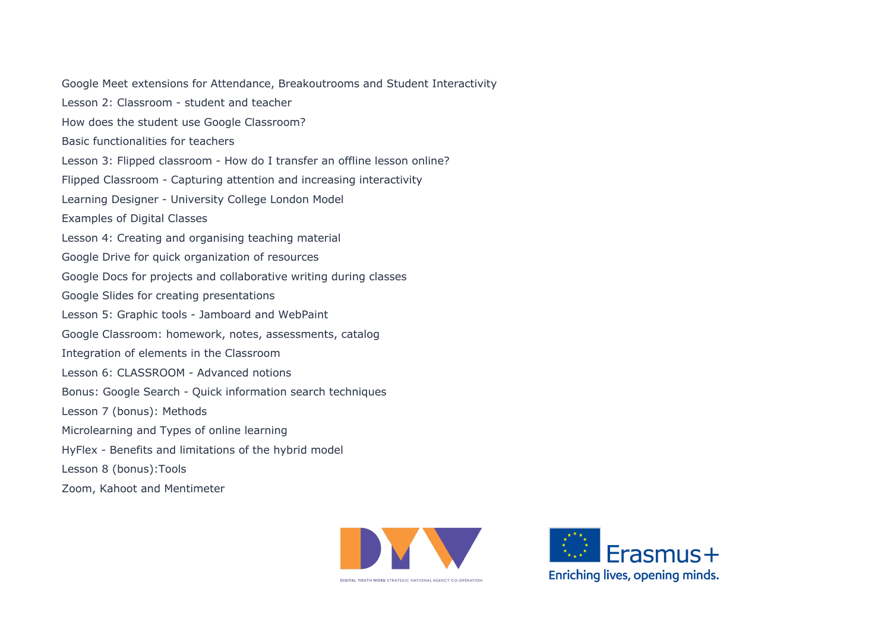Google Meet extensions for Attendance, Breakoutrooms and Student Interactivity

Lesson 2: Classroom - student and teacher

How does the student use Google Classroom?

Basic functionalities for teachers

Lesson 3: Flipped classroom - How do I transfer an offline lesson online?

Flipped Classroom - Capturing attention and increasing interactivity

Learning Designer - University College London Model

Examples of Digital Classes

Lesson 4: Creating and organising teaching material

Google Drive for quick organization of resources

Google Docs for projects and collaborative writing during classes

Google Slides for creating presentations

Lesson 5: Graphic tools - Jamboard and WebPaint

Google Classroom: homework, notes, assessments, catalog

Integration of elements in the Classroom

Lesson 6: CLASSROOM - Advanced notions

Bonus: Google Search - Quick information search techniques

Lesson 7 (bonus): Methods

Microlearning and Types of online learning

HyFlex - Benefits and limitations of the hybrid model

Lesson 8 (bonus):Tools

Zoom, Kahoot and Mentimeter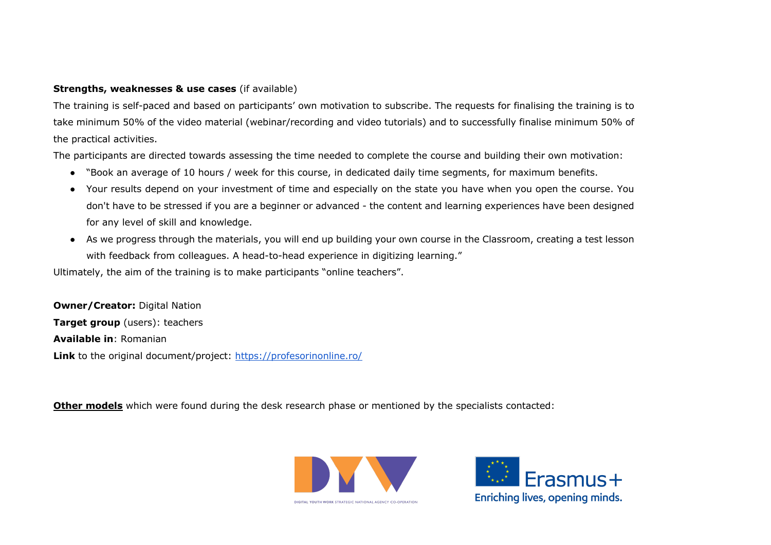**Strengths, weaknesses & use cases** (if available)

The training is self-paced and based on participants' own motivation to subscribe. The requests for finalising the training is to take minimum 50% of the video material (webinar/recording and video tutorials) and to successfully finalise minimum 50% of the practical activities.

The participants are directed towards assessing the time needed to complete the course and building their own motivation:

- "Book an average of 10 hours / week for this course, in dedicated daily time segments, for maximum benefits.
- Your results depend on your investment of time and especially on the state you have when you open the course. You don't have to be stressed if you are a beginner or advanced - the content and learning experiences have been designed for any level of skill and knowledge.
- As we progress through the materials, you will end up building your own course in the Classroom, creating a test lesson with feedback from colleagues. A head-to-head experience in digitizing learning."

Ultimately, the aim of the training is to make participants "online teachers".

**Owner/Creator:** Digital Nation

**Target group** (users): teachers

**Available in**: Romanian

**Link** to the original document/project: [https://profesorinonline.ro/](https://profesorinonline.ro/)

**Other models** which were found during the desk research phase or mentioned by the specialists contacted: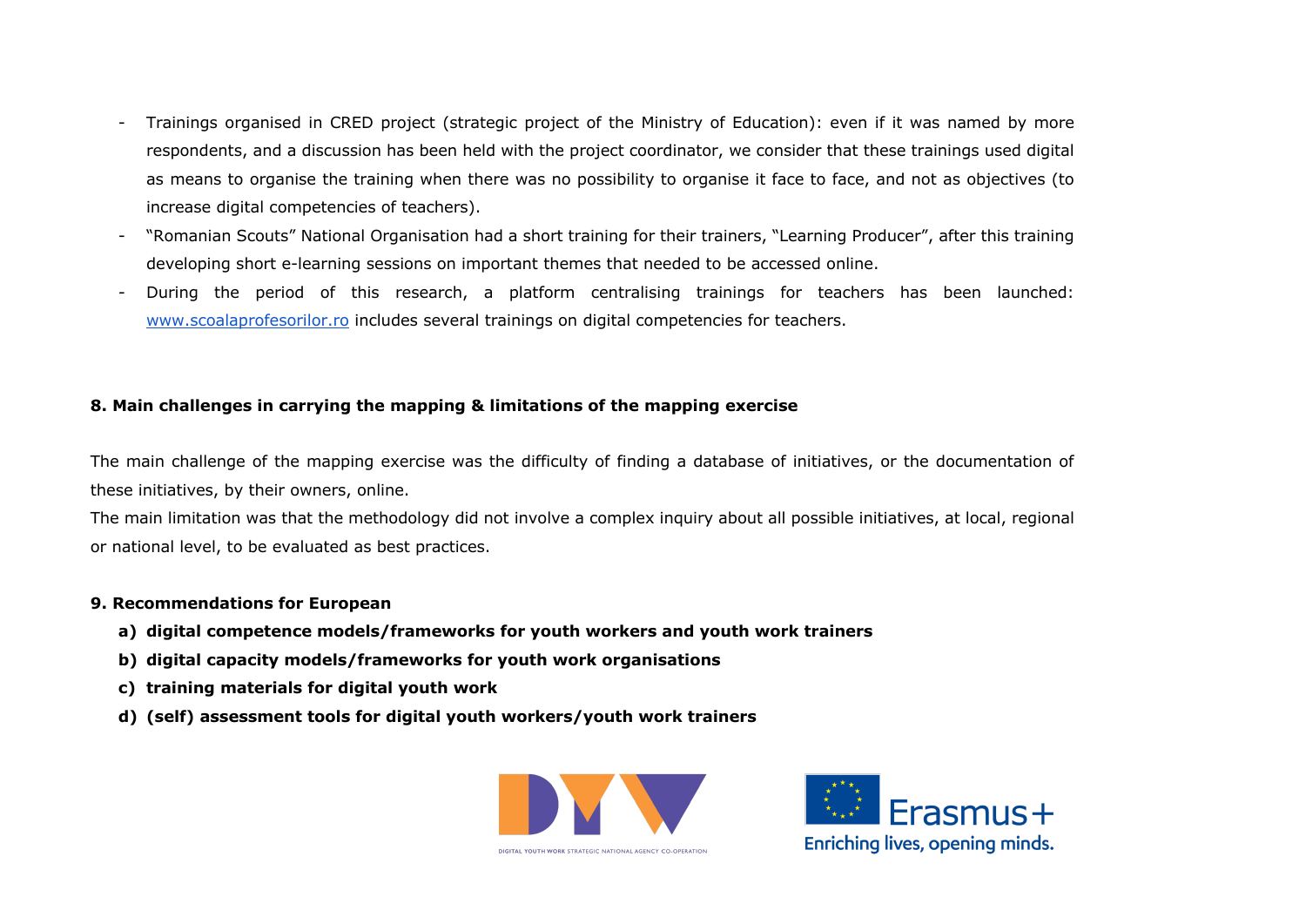- Trainings organised in CRED project (strategic project of the Ministry of Education): even if it was named by more respondents, and a discussion has been held with the project coordinator, we consider that these trainings used digital as means to organise the training when there was no possibility to organise it face to face, and not as objectives (to increase digital competencies of teachers).
- "Romanian Scouts" National Organisation had a short training for their trainers, "Learning Producer", after this training developing short e-learning sessions on important themes that needed to be accessed online.
- During the period of this research, a platform centralising trainings for teachers has been launched: [www.scoalaprofesorilor.ro](http://www.scoalaprofesorilor.ro) includes several trainings on digital competencies for teachers.

**8. Main challenges in carrying the mapping & limitations of the mapping exercise**

The main challenge of the mapping exercise was the difficulty of finding a database of initiatives, or the documentation of these initiatives, by their owners, online.

The main limitation was that the methodology did not involve a complex inquiry about all possible initiatives, at local, regional or national level, to be evaluated as best practices.

**9. Recommendations for European**

a) **digital competence models/frameworks for youth workers and youth work trainers**
b) **digital capacity models/frameworks for youth work organisations**
c) **training materials for digital youth work**
d) **(self) assessment tools for digital youth workers/youth work trainers**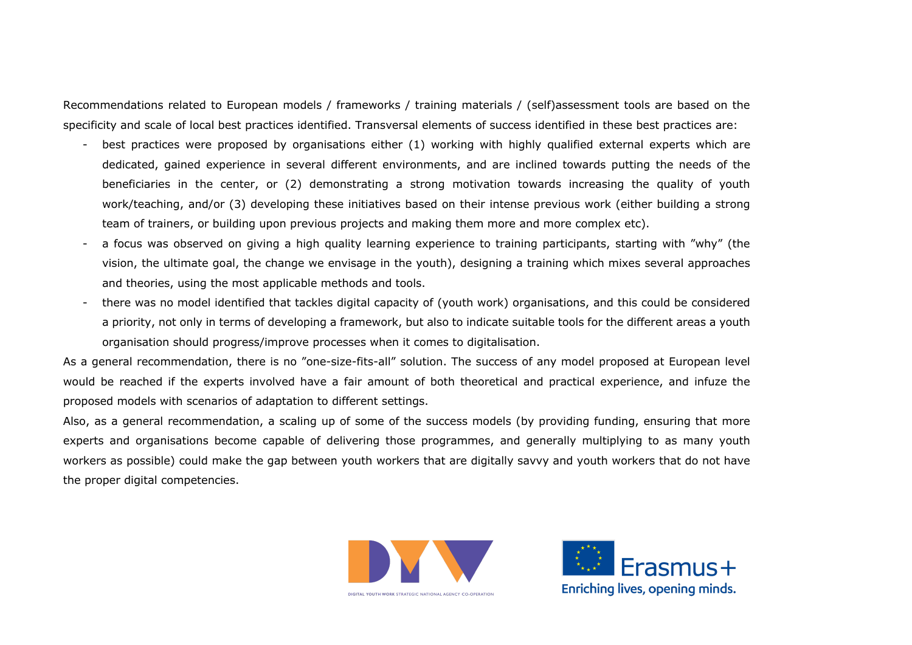Recommendations related to European models / frameworks / training materials / (self)assessment tools are based on the specificity and scale of local best practices identified. Transversal elements of success identified in these best practices are:

- best practices were proposed by organisations either (1) working with highly qualified external experts which are dedicated, gained experience in several different environments, and are inclined towards putting the needs of the beneficiaries in the center, or (2) demonstrating a strong motivation towards increasing the quality of youth work/teaching, and/or (3) developing these initiatives based on their intense previous work (either building a strong team of trainers, or building upon previous projects and making them more and more complex etc).
- a focus was observed on giving a high quality learning experience to training participants, starting with "why" (the vision, the ultimate goal, the change we envisage in the youth), designing a training which mixes several approaches and theories, using the most applicable methods and tools.
- there was no model identified that tackles digital capacity of (youth work) organisations, and this could be considered a priority, not only in terms of developing a framework, but also to indicate suitable tools for the different areas a youth organisation should progress/improve processes when it comes to digitalisation.

As a general recommendation, there is no "one-size-fits-all" solution. The success of any model proposed at European level would be reached if the experts involved have a fair amount of both theoretical and practical experience, and infuze the proposed models with scenarios of adaptation to different settings.

Also, as a general recommendation, a scaling up of some of the success models (by providing funding, ensuring that more experts and organisations become capable of delivering those programmes, and generally multiplying to as many youth workers as possible) could make the gap between youth workers that are digitally savvy and youth workers that do not have the proper digital competencies.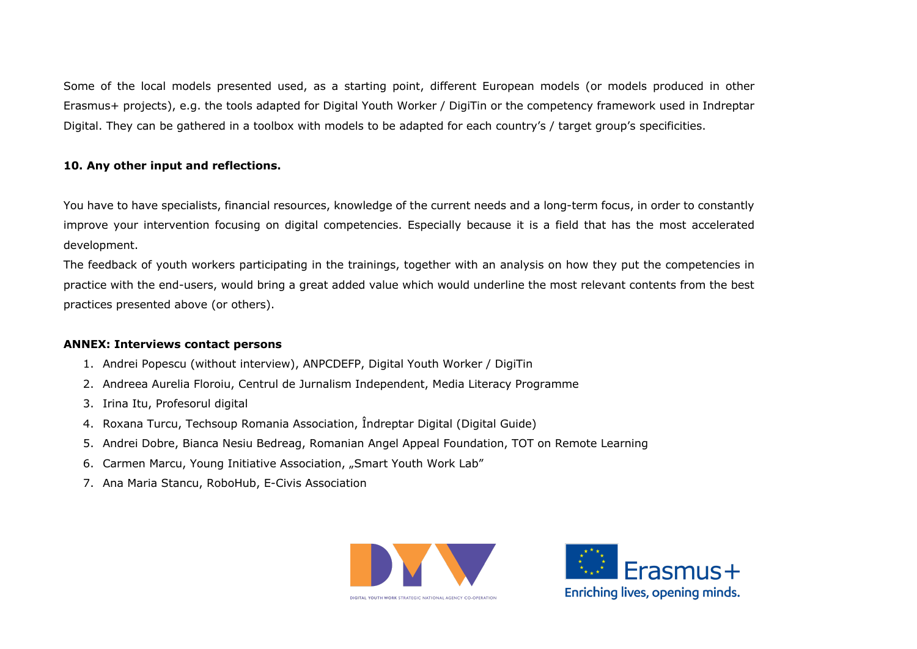Some of the local models presented used, as a starting point, different European models (or models produced in other Erasmus+ projects), e.g. the tools adapted for Digital Youth Worker / DigiTin or the competency framework used in Indreptar Digital. They can be gathered in a toolbox with models to be adapted for each country's / target group's specificities.

**10. Any other input and reflections.**

You have to have specialists, financial resources, knowledge of the current needs and a long-term focus, in order to constantly improve your intervention focusing on digital competencies. Especially because it is a field that has the most accelerated development.

The feedback of youth workers participating in the trainings, together with an analysis on how they put the competencies in practice with the end-users, would bring a great added value which would underline the most relevant contents from the best practices presented above (or others).

**ANNEX: Interviews contact persons**

1. Andrei Popescu (without interview), ANPCDEFP, Digital Youth Worker / DigiTin
2. Andreea Aurelia Floroiu, Centrul de Jurnalism Independent, Media Literacy Programme
3. Irina Itu, Profesorul digital
4. Roxana Turcu, Techsoup Romania Association, Îndreptar Digital (Digital Guide)
5. Andrei Dobre, Bianca Nesiu Bedreag, Romanian Angel Appeal Foundation, TOT on Remote Learning
6. Carmen Marcu, Young Initiative Association, „Smart Youth Work Lab"
7. Ana Maria Stancu, RoboHub, E-Civis Association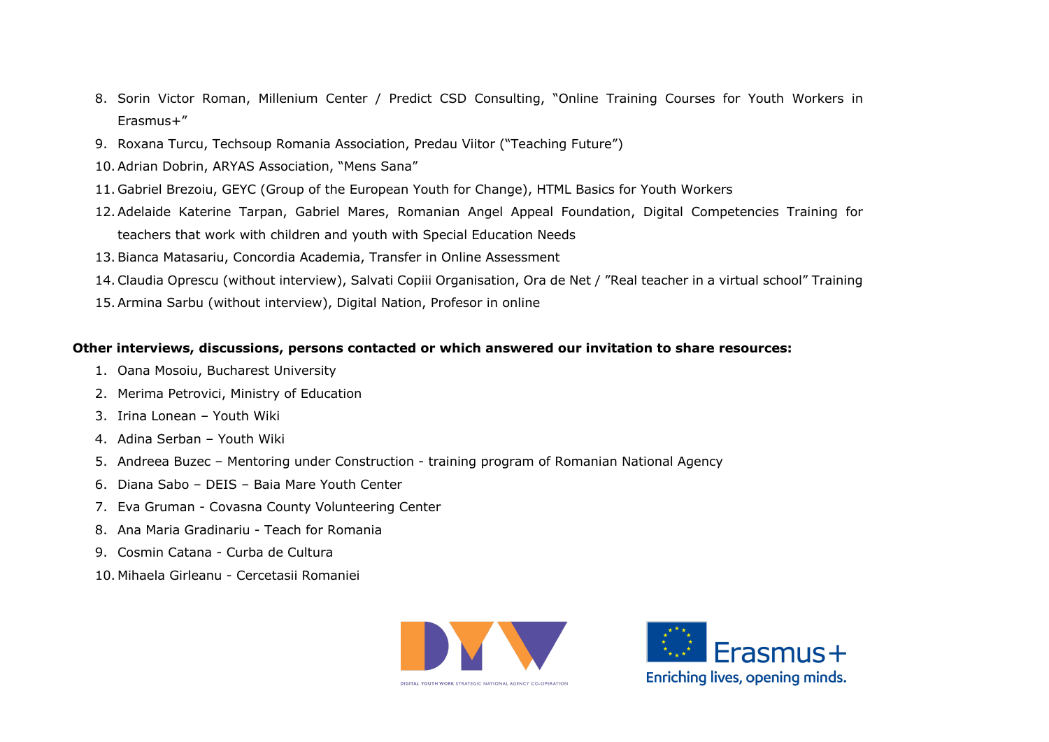8. Sorin Victor Roman, Millenium Center / Predict CSD Consulting, “Online Training Courses for Youth Workers in Erasmus+”
9. Roxana Turcu, Techsoup Romania Association, Predau Viitor (“Teaching Future”)
10. Adrian Dobrin, ARYAS Association, “Mens Sana”
11. Gabriel Brezoiu, GEYC (Group of the European Youth for Change), HTML Basics for Youth Workers
12. Adelaide Katerine Tarpan, Gabriel Mares, Romanian Angel Appeal Foundation, Digital Competencies Training for teachers that work with children and youth with Special Education Needs
13. Bianca Matasariu, Concordia Academia, Transfer in Online Assessment
14. Claudia Oprescu (without interview), Salvati Copiii Organisation, Ora de Net / ”Real teacher in a virtual school” Training
15. Armina Sarbu (without interview), Digital Nation, Profesor in online

**Other interviews, discussions, persons contacted or which answered our invitation to share resources:**

1. Oana Mosoiu, Bucharest University
2. Merima Petrovici, Ministry of Education
3. Irina Lonean – Youth Wiki
4. Adina Serban – Youth Wiki
5. Andreea Buzec – Mentoring under Construction - training program of Romanian National Agency
6. Diana Sabo – DEIS – Baia Mare Youth Center
7. Eva Gruman - Covasna County Volunteering Center
8. Ana Maria Gradinariu - Teach for Romania
9. Cosmin Catana - Curba de Cultura
10. Mihaela Girleanu - Cercetasii Romaniei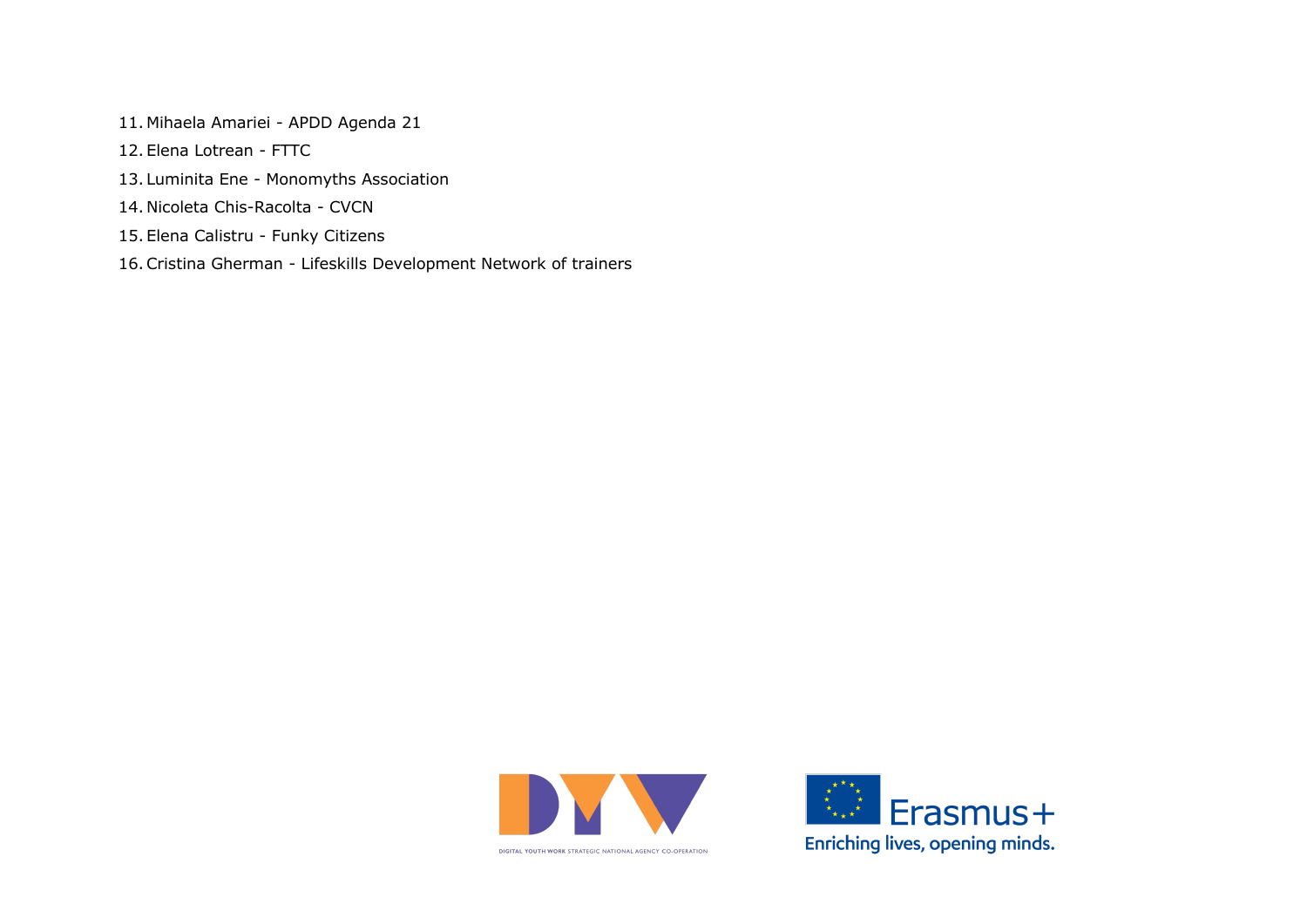11. Mihaela Amariei - APDD Agenda 21
12. Elena Lotrean - FTTC
13. Luminita Ene - Monomyths Association
14. Nicoleta Chis-Racolta - CVCN
15. Elena Calistru - Funky Citizens
16. Cristina Gherman - Lifeskills Development Network of trainers